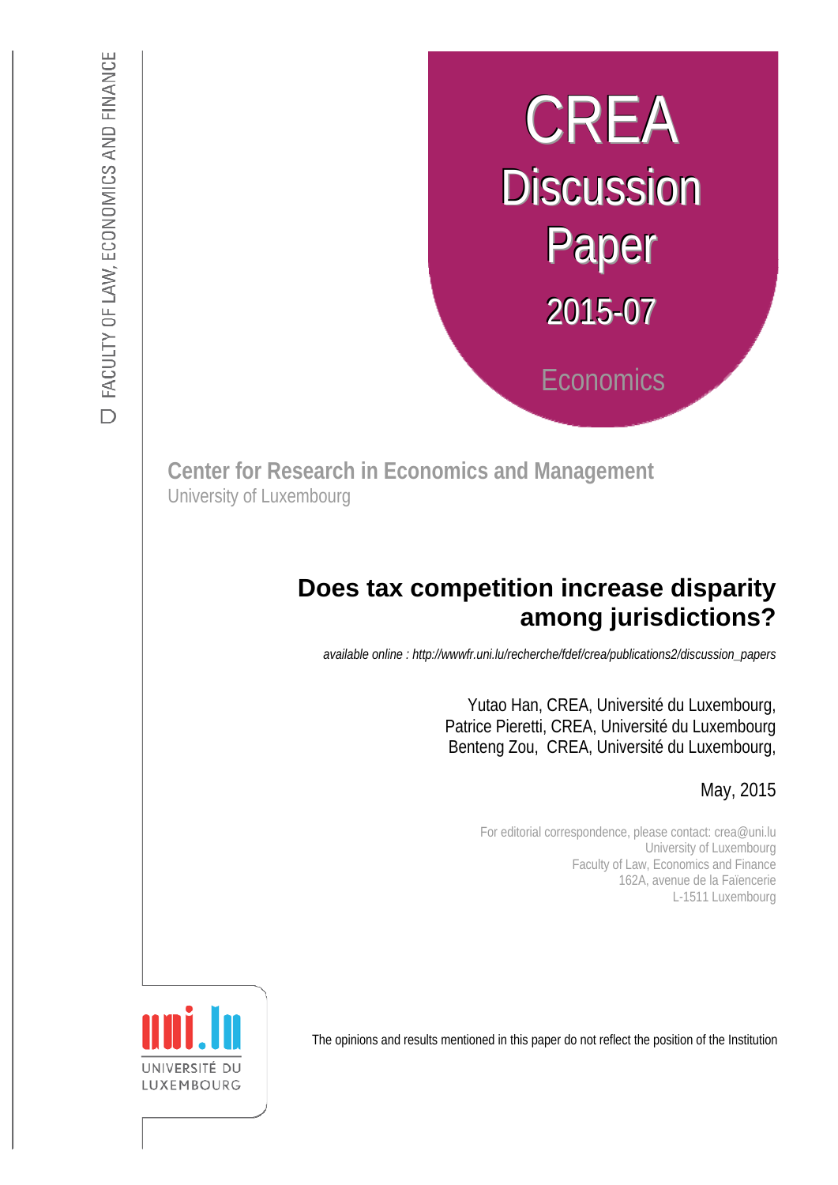FACULTY OF LAW, ECONOMICS AND FINANCE

# CREA Discussion Paper 2015-07

Economics

**Center for Research in Economics and Management**
University of Luxembourg

# Does tax competition increase disparity among jurisdictions?

*available online : http://wwwfr.uni.lu/recherche/fdef/crea/publications2/discussion_papers*

Yutao Han, CREA, Université du Luxembourg,
Patrice Pieretti, CREA, Université du Luxembourg
Benteng Zou, CREA, Université du Luxembourg,

May, 2015

For editorial correspondence, please contact: crea@uni.lu
University of Luxembourg
Faculty of Law, Economics and Finance
162A, avenue de la Faïencerie
L-1511 Luxembourg

UNIVERSITÉ DU LUXEMBOURG

The opinions and results mentioned in this paper do not reflect the position of the Institution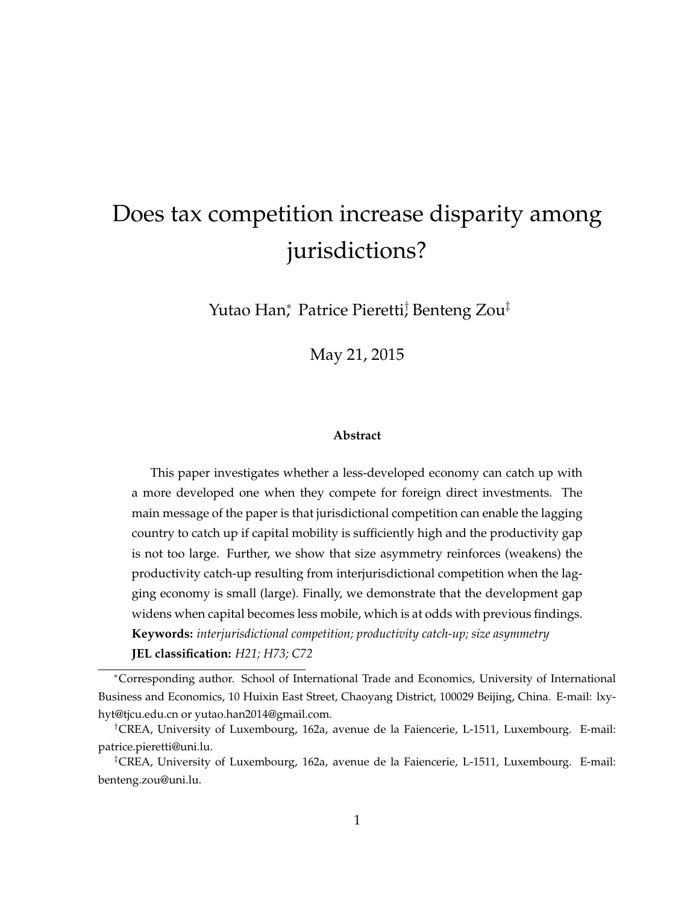# Does tax competition increase disparity among jurisdictions?

Yutao Han[*], Patrice Pieretti[†], Benteng Zou[‡]

May 21, 2015

### Abstract

This paper investigates whether a less-developed economy can catch up with a more developed one when they compete for foreign direct investments. The main message of the paper is that jurisdictional competition can enable the lagging country to catch up if capital mobility is sufficiently high and the productivity gap is not too large. Further, we show that size asymmetry reinforces (weakens) the productivity catch-up resulting from interjurisdictional competition when the lagging economy is small (large). Finally, we demonstrate that the development gap widens when capital becomes less mobile, which is at odds with previous findings.

**Keywords:** *interjurisdictional competition; productivity catch-up; size asymmetry*

**JEL classification:** *H21; H73; C72*

---

[*]Corresponding author. School of International Trade and Economics, University of International Business and Economics, 10 Huixin East Street, Chaoyang District, 100029 Beijing, China. E-mail: lxyhyt@tjcu.edu.cn or yutao.han2014@gmail.com.

[†]CREA, University of Luxembourg, 162a, avenue de la Faiencerie, L-1511, Luxembourg. E-mail: patrice.pieretti@uni.lu.

[‡]CREA, University of Luxembourg, 162a, avenue de la Faiencerie, L-1511, Luxembourg. E-mail: benteng.zou@uni.lu.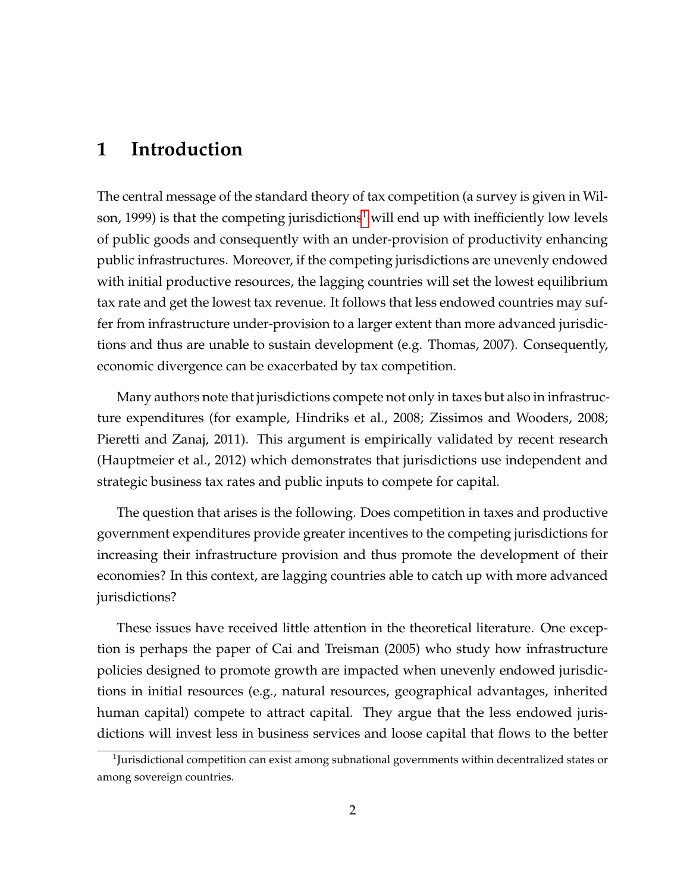# 1 Introduction

The central message of the standard theory of tax competition (a survey is given in Wilson, 1999) is that the competing jurisdictions[1] will end up with inefficiently low levels of public goods and consequently with an under-provision of productivity enhancing public infrastructures. Moreover, if the competing jurisdictions are unevenly endowed with initial productive resources, the lagging countries will set the lowest equilibrium tax rate and get the lowest tax revenue. It follows that less endowed countries may suffer from infrastructure under-provision to a larger extent than more advanced jurisdictions and thus are unable to sustain development (e.g. Thomas, 2007). Consequently, economic divergence can be exacerbated by tax competition.

Many authors note that jurisdictions compete not only in taxes but also in infrastructure expenditures (for example, Hindriks et al., 2008; Zissimos and Wooders, 2008; Pieretti and Zanaj, 2011). This argument is empirically validated by recent research (Hauptmeier et al., 2012) which demonstrates that jurisdictions use independent and strategic business tax rates and public inputs to compete for capital.

The question that arises is the following. Does competition in taxes and productive government expenditures provide greater incentives to the competing jurisdictions for increasing their infrastructure provision and thus promote the development of their economies? In this context, are lagging countries able to catch up with more advanced jurisdictions?

These issues have received little attention in the theoretical literature. One exception is perhaps the paper of Cai and Treisman (2005) who study how infrastructure policies designed to promote growth are impacted when unevenly endowed jurisdictions in initial resources (e.g., natural resources, geographical advantages, inherited human capital) compete to attract capital. They argue that the less endowed jurisdictions will invest less in business services and loose capital that flows to the better

[1] Jurisdictional competition can exist among subnational governments within decentralized states or among sovereign countries.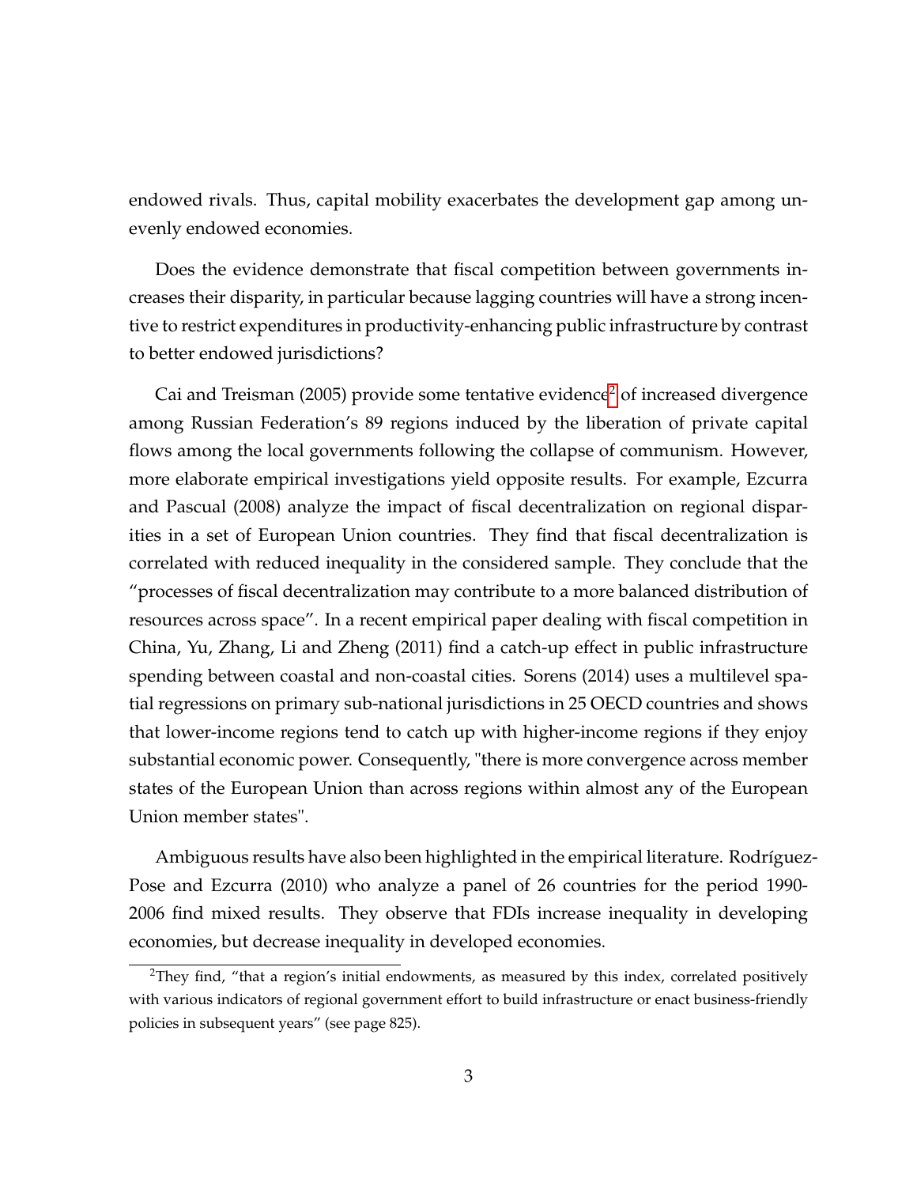endowed rivals. Thus, capital mobility exacerbates the development gap among unevenly endowed economies.

Does the evidence demonstrate that fiscal competition between governments increases their disparity, in particular because lagging countries will have a strong incentive to restrict expenditures in productivity-enhancing public infrastructure by contrast to better endowed jurisdictions?

Cai and Treisman (2005) provide some tentative evidence[2] of increased divergence among Russian Federation's 89 regions induced by the liberation of private capital flows among the local governments following the collapse of communism. However, more elaborate empirical investigations yield opposite results. For example, Ezcurra and Pascual (2008) analyze the impact of fiscal decentralization on regional disparities in a set of European Union countries. They find that fiscal decentralization is correlated with reduced inequality in the considered sample. They conclude that the "processes of fiscal decentralization may contribute to a more balanced distribution of resources across space". In a recent empirical paper dealing with fiscal competition in China, Yu, Zhang, Li and Zheng (2011) find a catch-up effect in public infrastructure spending between coastal and non-coastal cities. Sorens (2014) uses a multilevel spatial regressions on primary sub-national jurisdictions in 25 OECD countries and shows that lower-income regions tend to catch up with higher-income regions if they enjoy substantial economic power. Consequently, "there is more convergence across member states of the European Union than across regions within almost any of the European Union member states".

Ambiguous results have also been highlighted in the empirical literature. Rodríguez-Pose and Ezcurra (2010) who analyze a panel of 26 countries for the period 1990-2006 find mixed results. They observe that FDIs increase inequality in developing economies, but decrease inequality in developed economies.

[2] They find, "that a region's initial endowments, as measured by this index, correlated positively with various indicators of regional government effort to build infrastructure or enact business-friendly policies in subsequent years" (see page 825).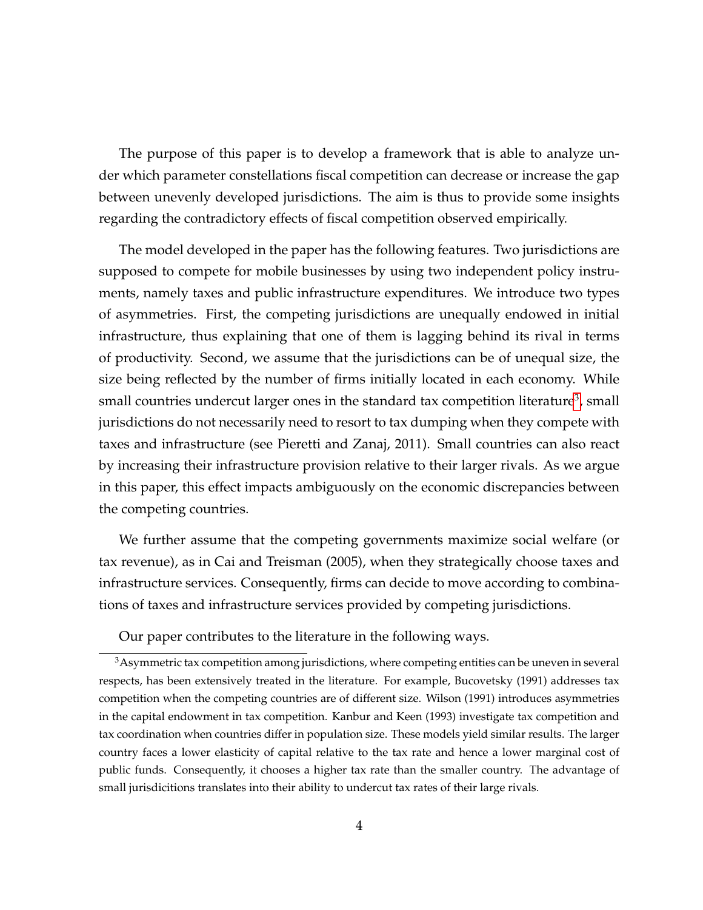The purpose of this paper is to develop a framework that is able to analyze under which parameter constellations fiscal competition can decrease or increase the gap between unevenly developed jurisdictions. The aim is thus to provide some insights regarding the contradictory effects of fiscal competition observed empirically.

The model developed in the paper has the following features. Two jurisdictions are supposed to compete for mobile businesses by using two independent policy instruments, namely taxes and public infrastructure expenditures. We introduce two types of asymmetries. First, the competing jurisdictions are unequally endowed in initial infrastructure, thus explaining that one of them is lagging behind its rival in terms of productivity. Second, we assume that the jurisdictions can be of unequal size, the size being reflected by the number of firms initially located in each economy. While small countries undercut larger ones in the standard tax competition literature[3], small jurisdictions do not necessarily need to resort to tax dumping when they compete with taxes and infrastructure (see Pieretti and Zanaj, 2011). Small countries can also react by increasing their infrastructure provision relative to their larger rivals. As we argue in this paper, this effect impacts ambiguously on the economic discrepancies between the competing countries.

We further assume that the competing governments maximize social welfare (or tax revenue), as in Cai and Treisman (2005), when they strategically choose taxes and infrastructure services. Consequently, firms can decide to move according to combinations of taxes and infrastructure services provided by competing jurisdictions.

Our paper contributes to the literature in the following ways.

[3] Asymmetric tax competition among jurisdictions, where competing entities can be uneven in several respects, has been extensively treated in the literature. For example, Bucovetsky (1991) addresses tax competition when the competing countries are of different size. Wilson (1991) introduces asymmetries in the capital endowment in tax competition. Kanbur and Keen (1993) investigate tax competition and tax coordination when countries differ in population size. These models yield similar results. The larger country faces a lower elasticity of capital relative to the tax rate and hence a lower marginal cost of public funds. Consequently, it chooses a higher tax rate than the smaller country. The advantage of small jurisdicitions translates into their ability to undercut tax rates of their large rivals.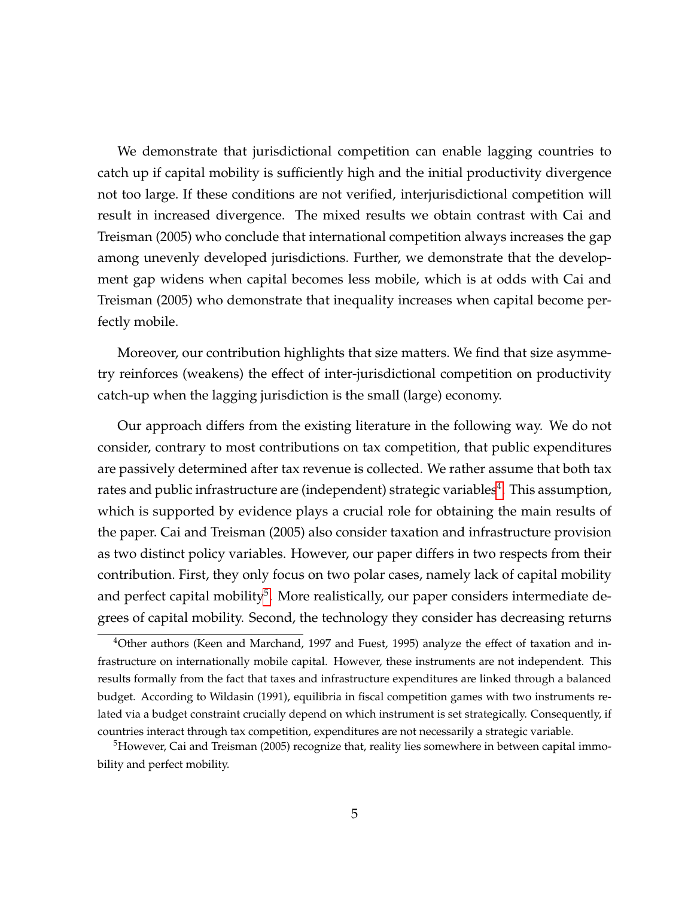We demonstrate that jurisdictional competition can enable lagging countries to catch up if capital mobility is sufficiently high and the initial productivity divergence not too large. If these conditions are not verified, interjurisdictional competition will result in increased divergence. The mixed results we obtain contrast with Cai and Treisman (2005) who conclude that international competition always increases the gap among unevenly developed jurisdictions. Further, we demonstrate that the development gap widens when capital becomes less mobile, which is at odds with Cai and Treisman (2005) who demonstrate that inequality increases when capital become perfectly mobile.

Moreover, our contribution highlights that size matters. We find that size asymmetry reinforces (weakens) the effect of inter-jurisdictional competition on productivity catch-up when the lagging jurisdiction is the small (large) economy.

Our approach differs from the existing literature in the following way. We do not consider, contrary to most contributions on tax competition, that public expenditures are passively determined after tax revenue is collected. We rather assume that both tax rates and public infrastructure are (independent) strategic variables[4]. This assumption, which is supported by evidence plays a crucial role for obtaining the main results of the paper. Cai and Treisman (2005) also consider taxation and infrastructure provision as two distinct policy variables. However, our paper differs in two respects from their contribution. First, they only focus on two polar cases, namely lack of capital mobility and perfect capital mobility[5]. More realistically, our paper considers intermediate degrees of capital mobility. Second, the technology they consider has decreasing returns

[4]Other authors (Keen and Marchand, 1997 and Fuest, 1995) analyze the effect of taxation and infrastructure on internationally mobile capital. However, these instruments are not independent. This results formally from the fact that taxes and infrastructure expenditures are linked through a balanced budget. According to Wildasin (1991), equilibria in fiscal competition games with two instruments related via a budget constraint crucially depend on which instrument is set strategically. Consequently, if countries interact through tax competition, expenditures are not necessarily a strategic variable.

[5]However, Cai and Treisman (2005) recognize that, reality lies somewhere in between capital immobility and perfect mobility.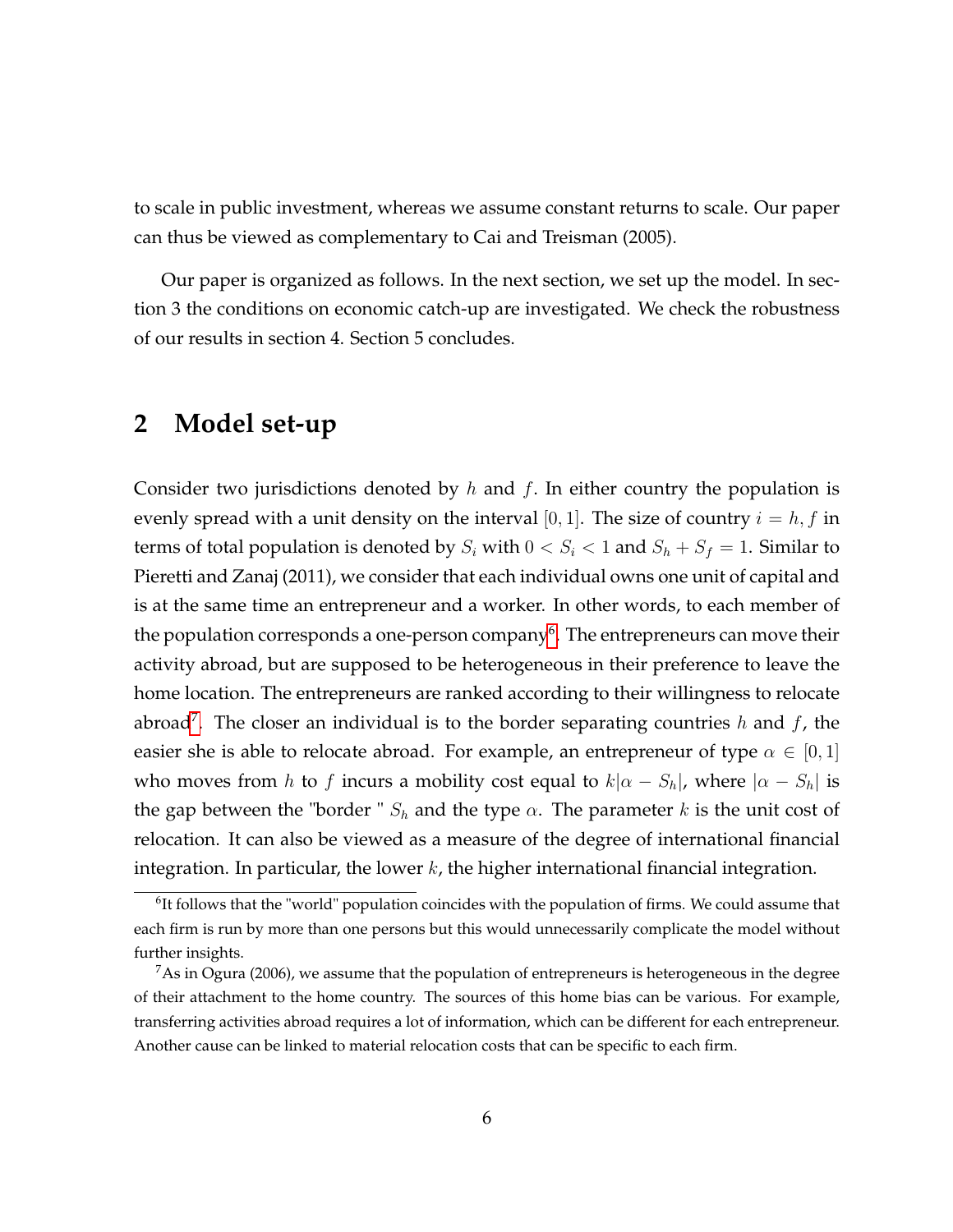to scale in public investment, whereas we assume constant returns to scale. Our paper can thus be viewed as complementary to Cai and Treisman (2005).

Our paper is organized as follows. In the next section, we set up the model. In section 3 the conditions on economic catch-up are investigated. We check the robustness of our results in section 4. Section 5 concludes.

# 2 Model set-up

Consider two jurisdictions denoted by $h$ and $f$. In either country the population is evenly spread with a unit density on the interval $[0, 1]$. The size of country $i = h, f$ in terms of total population is denoted by $S_i$ with $0 < S_i < 1$ and $S_h + S_f = 1$. Similar to Pieretti and Zanaj (2011), we consider that each individual owns one unit of capital and is at the same time an entrepreneur and a worker. In other words, to each member of the population corresponds a one-person company[6]. The entrepreneurs can move their activity abroad, but are supposed to be heterogeneous in their preference to leave the home location. The entrepreneurs are ranked according to their willingness to relocate abroad[7]. The closer an individual is to the border separating countries $h$ and $f$, the easier she is able to relocate abroad. For example, an entrepreneur of type $\alpha \in [0, 1]$ who moves from $h$ to $f$ incurs a mobility cost equal to $k|\alpha - S_h|$, where $|\alpha - S_h|$ is the gap between the "border " $S_h$ and the type $\alpha$. The parameter $k$ is the unit cost of relocation. It can also be viewed as a measure of the degree of international financial integration. In particular, the lower $k$, the higher international financial integration.

[6] It follows that the "world" population coincides with the population of firms. We could assume that each firm is run by more than one persons but this would unnecessarily complicate the model without further insights.

[7] As in Ogura (2006), we assume that the population of entrepreneurs is heterogeneous in the degree of their attachment to the home country. The sources of this home bias can be various. For example, transferring activities abroad requires a lot of information, which can be different for each entrepreneur. Another cause can be linked to material relocation costs that can be specific to each firm.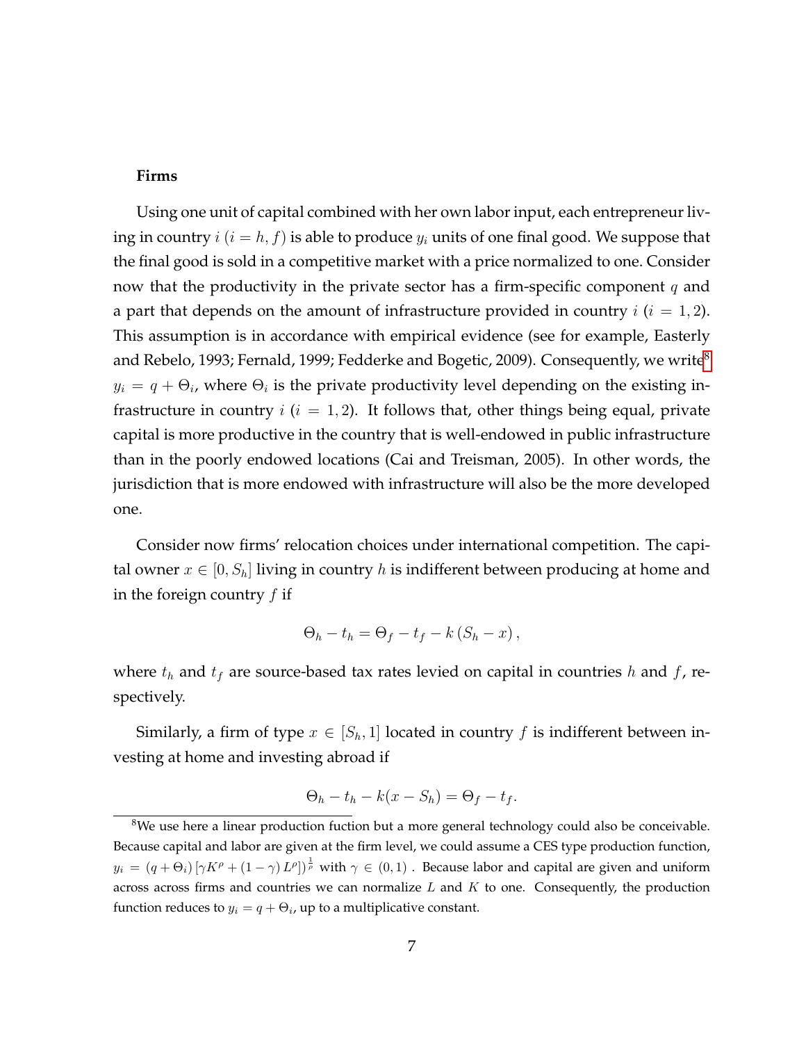**Firms**

Using one unit of capital combined with her own labor input, each entrepreneur living in country $i$ ($i = h, f$) is able to produce $y_i$ units of one final good. We suppose that the final good is sold in a competitive market with a price normalized to one. Consider now that the productivity in the private sector has a firm-specific component $q$ and a part that depends on the amount of infrastructure provided in country $i$ ($i = 1, 2$). This assumption is in accordance with empirical evidence (see for example, Easterly and Rebelo, 1993; Fernald, 1999; Fedderke and Bogetic, 2009). Consequently, we write[8] $y_i = q + \Theta_i$, where $\Theta_i$ is the private productivity level depending on the existing infrastructure in country $i$ ($i = 1, 2$). It follows that, other things being equal, private capital is more productive in the country that is well-endowed in public infrastructure than in the poorly endowed locations (Cai and Treisman, 2005). In other words, the jurisdiction that is more endowed with infrastructure will also be the more developed one.

Consider now firms' relocation choices under international competition. The capital owner $x \in [0, S_h]$ living in country $h$ is indifferent between producing at home and in the foreign country $f$ if

$$\Theta_h - t_h = \Theta_f - t_f - k\left(S_h - x\right),$$

where $t_h$ and $t_f$ are source-based tax rates levied on capital in countries $h$ and $f$, respectively.

Similarly, a firm of type $x \in [S_h, 1]$ located in country $f$ is indifferent between investing at home and investing abroad if

$$\Theta_h - t_h - k(x - S_h) = \Theta_f - t_f.$$

[8] We use here a linear production fuction but a more general technology could also be conceivable. Because capital and labor are given at the firm level, we could assume a CES type production function, $y_i = (q + \Theta_i)\left[\gamma K^{\rho} + (1-\gamma) L^{\rho}\right]^{\frac{1}{\rho}}$ with $\gamma \in (0, 1)$ . Because labor and capital are given and uniform across across firms and countries we can normalize $L$ and $K$ to one. Consequently, the production function reduces to $y_i = q + \Theta_i$, up to a multiplicative constant.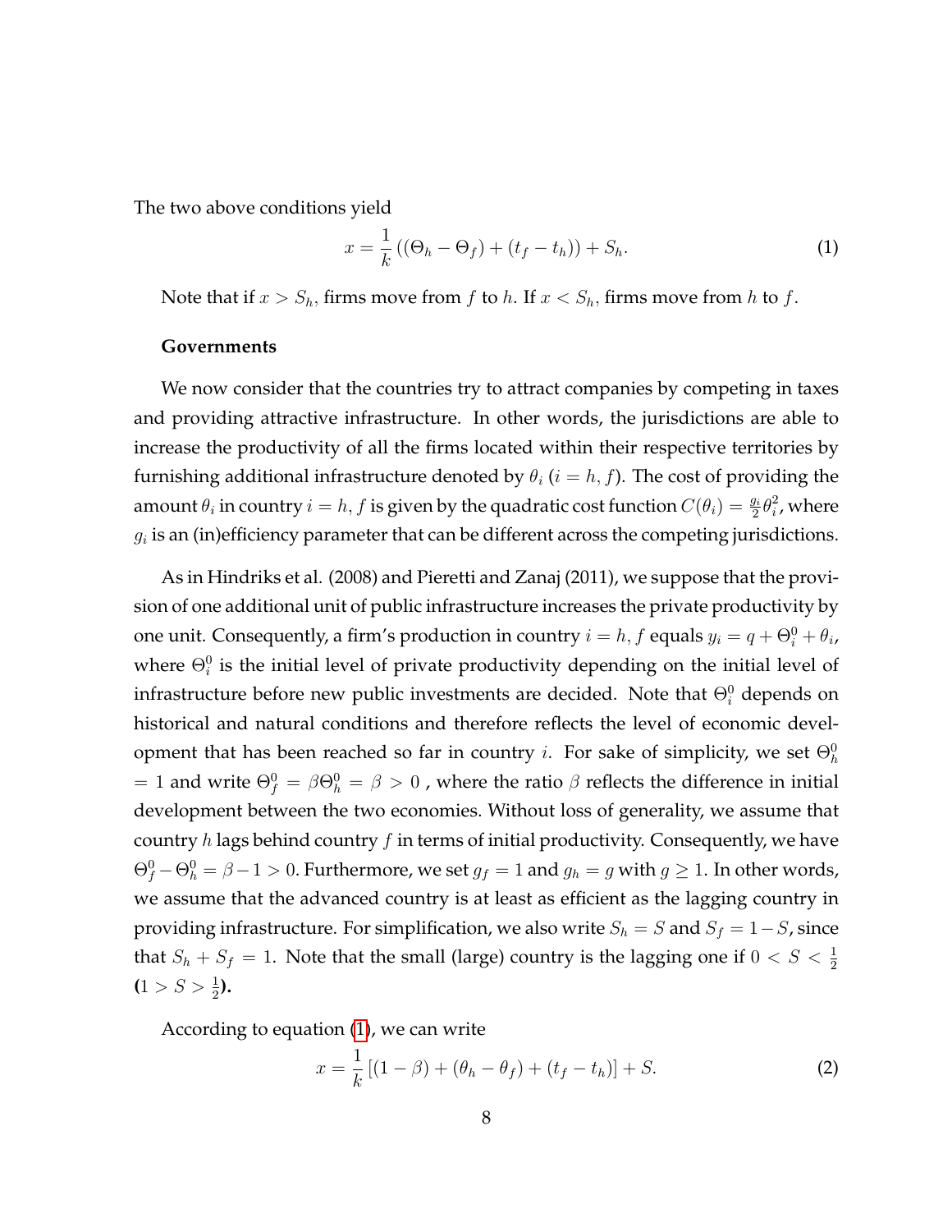The two above conditions yield

$$x = \frac{1}{k}\left((\Theta_h - \Theta_f) + (t_f - t_h)\right) + S_h. \tag{1}$$

Note that if $x > S_h$, firms move from $f$ to $h$. If $x < S_h$, firms move from $h$ to $f$.

**Governments**

We now consider that the countries try to attract companies by competing in taxes and providing attractive infrastructure. In other words, the jurisdictions are able to increase the productivity of all the firms located within their respective territories by furnishing additional infrastructure denoted by $\theta_i$ ($i = h, f$). The cost of providing the amount $\theta_i$ in country $i = h, f$ is given by the quadratic cost function $C(\theta_i) = \frac{g_i}{2}\theta_i^2$, where $g_i$ is an (in)efficiency parameter that can be different across the competing jurisdictions.

As in Hindriks et al. (2008) and Pieretti and Zanaj (2011), we suppose that the provision of one additional unit of public infrastructure increases the private productivity by one unit. Consequently, a firm's production in country $i = h, f$ equals $y_i = q + \Theta_i^0 + \theta_i$, where $\Theta_i^0$ is the initial level of private productivity depending on the initial level of infrastructure before new public investments are decided. Note that $\Theta_i^0$ depends on historical and natural conditions and therefore reflects the level of economic development that has been reached so far in country $i$. For sake of simplicity, we set $\Theta_h^0 = 1$ and write $\Theta_f^0 = \beta\Theta_h^0 = \beta > 0$ , where the ratio $\beta$ reflects the difference in initial development between the two economies. Without loss of generality, we assume that country $h$ lags behind country $f$ in terms of initial productivity. Consequently, we have $\Theta_f^0 - \Theta_h^0 = \beta - 1 > 0$. Furthermore, we set $g_f = 1$ and $g_h = g$ with $g \geq 1$. In other words, we assume that the advanced country is at least as efficient as the lagging country in providing infrastructure. For simplification, we also write $S_h = S$ and $S_f = 1 - S$, since that $S_h + S_f = 1$. Note that the small (large) country is the lagging one if $0 < S < \frac{1}{2}$ **(**$1 > S > \frac{1}{2}$**).**

According to equation (1), we can write

$$x = \frac{1}{k}\left[(1 - \beta) + (\theta_h - \theta_f) + (t_f - t_h)\right] + S. \tag{2}$$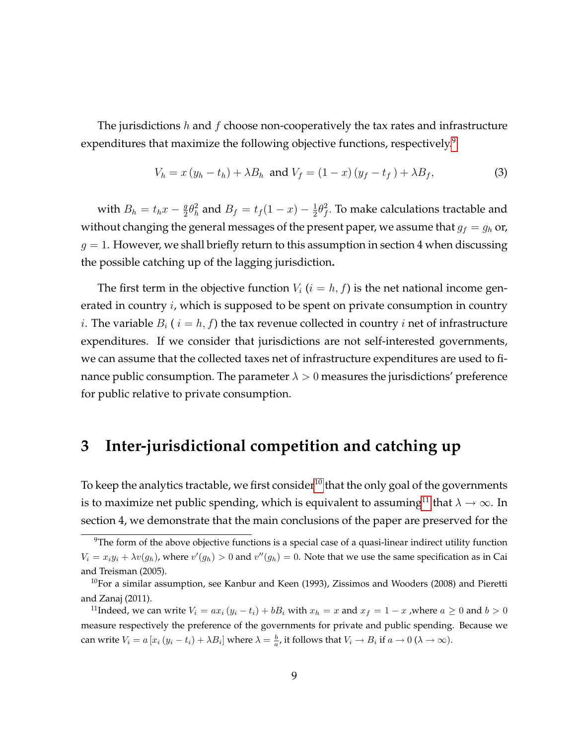The jurisdictions $h$ and $f$ choose non-cooperatively the tax rates and infrastructure expenditures that maximize the following objective functions, respectively.[9]

$$V_h = x\left(y_h - t_h\right) + \lambda B_h \text{ and } V_f = (1-x)\left(y_f - t_f\right) + \lambda B_f, \tag{3}$$

with $B_h = t_h x - \frac{g}{2}\theta_h^2$ and $B_f = t_f(1-x) - \frac{1}{2}\theta_f^2$. To make calculations tractable and without changing the general messages of the present paper, we assume that $g_f = g_h$ or, $g = 1$. However, we shall briefly return to this assumption in section 4 when discussing the possible catching up of the lagging jurisdiction**.**

The first term in the objective function $V_i$ $(i = h, f)$ is the net national income generated in country $i$, which is supposed to be spent on private consumption in country $i$. The variable $B_i$ ( $i = h, f$) the tax revenue collected in country $i$ net of infrastructure expenditures. If we consider that jurisdictions are not self-interested governments, we can assume that the collected taxes net of infrastructure expenditures are used to finance public consumption. The parameter $\lambda > 0$ measures the jurisdictions' preference for public relative to private consumption.

# 3 Inter-jurisdictional competition and catching up

To keep the analytics tractable, we first consider[10] that the only goal of the governments is to maximize net public spending, which is equivalent to assuming[11] that $\lambda \to \infty$. In section 4, we demonstrate that the main conclusions of the paper are preserved for the

---

[9] The form of the above objective functions is a special case of a quasi-linear indirect utility function $V_i = x_i y_i + \lambda v(g_h)$, where $v'(g_h) > 0$ and $v''(g_h) = 0$. Note that we use the same specification as in Cai and Treisman (2005).

[10] For a similar assumption, see Kanbur and Keen (1993), Zissimos and Wooders (2008) and Pieretti and Zanaj (2011).

[11] Indeed, we can write $V_i = a x_i \left(y_i - t_i\right) + b B_i$ with $x_h = x$ and $x_f = 1 - x$ ,where $a \geq 0$ and $b > 0$ measure respectively the preference of the governments for private and public spending. Because we can write $V_i = a\left[x_i\left(y_i - t_i\right) + \lambda B_i\right]$ where $\lambda = \frac{b}{a}$, it follows that $V_i \to B_i$ if $a \to 0$ ($\lambda \to \infty$).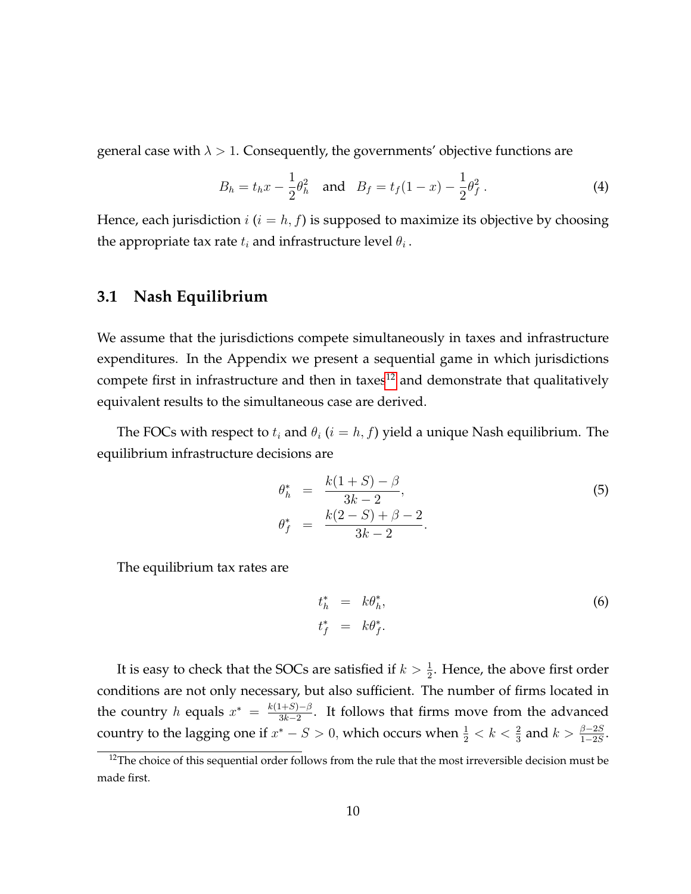general case with $\lambda > 1$. Consequently, the governments' objective functions are

$$B_h = t_h x - \frac{1}{2}\theta_h^2 \quad \text{and} \quad B_f = t_f(1-x) - \frac{1}{2}\theta_f^2 \,. \tag{4}$$

Hence, each jurisdiction $i$ ($i = h, f$) is supposed to maximize its objective by choosing the appropriate tax rate $t_i$ and infrastructure level $\theta_i$ .

## 3.1 Nash Equilibrium

We assume that the jurisdictions compete simultaneously in taxes and infrastructure expenditures. In the Appendix we present a sequential game in which jurisdictions compete first in infrastructure and then in taxes[12] and demonstrate that qualitatively equivalent results to the simultaneous case are derived.

The FOCs with respect to $t_i$ and $\theta_i$ ($i = h, f$) yield a unique Nash equilibrium. The equilibrium infrastructure decisions are

$$\begin{aligned} \theta_h^* &= \frac{k(1+S)-\beta}{3k-2}, \\ \theta_f^* &= \frac{k(2-S)+\beta-2}{3k-2}. \end{aligned} \tag{5}$$

The equilibrium tax rates are

$$\begin{aligned} t_h^* &= k\theta_h^*, \\ t_f^* &= k\theta_f^*. \end{aligned} \tag{6}$$

It is easy to check that the SOCs are satisfied if $k > \frac{1}{2}$. Hence, the above first order conditions are not only necessary, but also sufficient. The number of firms located in the country $h$ equals $x^* = \frac{k(1+S)-\beta}{3k-2}$. It follows that firms move from the advanced country to the lagging one if $x^* - S > 0$, which occurs when $\frac{1}{2} < k < \frac{2}{3}$ and $k > \frac{\beta - 2S}{1-2S}$.

[12] The choice of this sequential order follows from the rule that the most irreversible decision must be made first.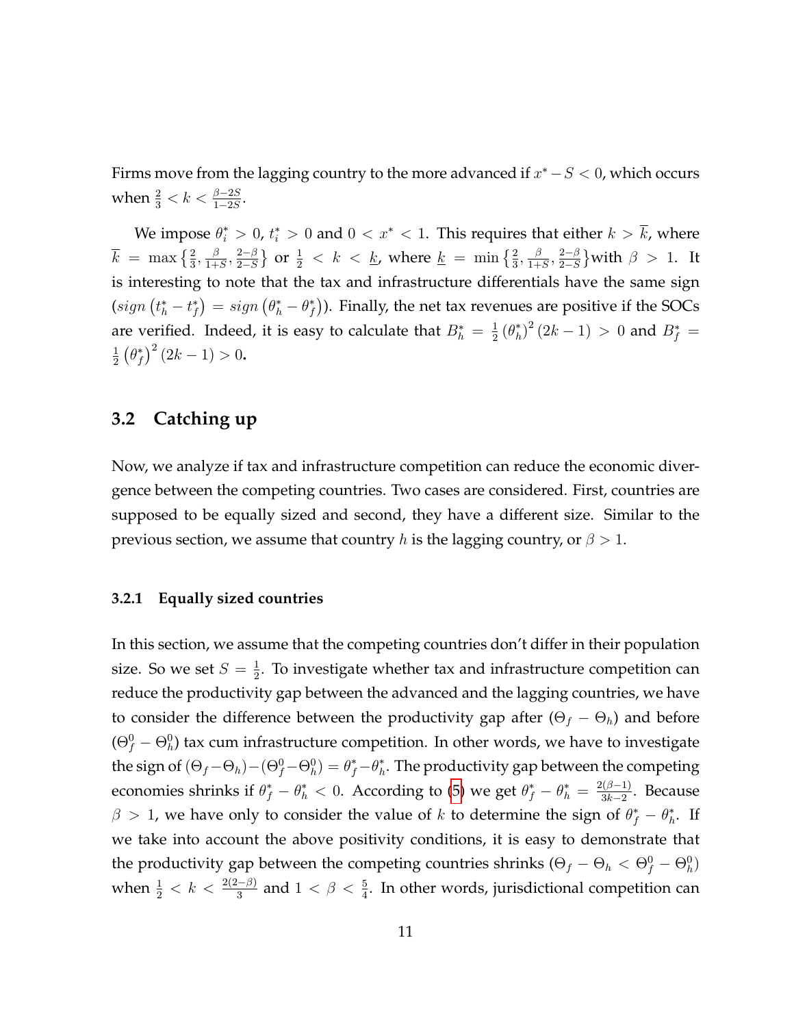Firms move from the lagging country to the more advanced if $x^* - S < 0$, which occurs when $\frac{2}{3} < k < \frac{\beta - 2S}{1-2S}$.

We impose $\theta_i^* > 0$, $t_i^* > 0$ and $0 < x^* < 1$. This requires that either $k > \overline{k}$, where $\overline{k} = \max\left\{\frac{2}{3}, \frac{\beta}{1+S}, \frac{2-\beta}{2-S}\right\}$ or $\frac{1}{2} < k < \underline{k}$, where $\underline{k} = \min\left\{\frac{2}{3}, \frac{\beta}{1+S}, \frac{2-\beta}{2-S}\right\}$with $\beta > 1$. It is interesting to note that the tax and infrastructure differentials have the same sign ($sign\left(t_h^* - t_f^*\right) = sign\left(\theta_h^* - \theta_f^*\right)$). Finally, the net tax revenues are positive if the SOCs are verified. Indeed, it is easy to calculate that $B_h^* = \frac{1}{2}\left(\theta_h^*\right)^2(2k-1) > 0$ and $B_f^* = \frac{1}{2}\left(\theta_f^*\right)^2(2k-1) > 0$.

## 3.2 Catching up

Now, we analyze if tax and infrastructure competition can reduce the economic divergence between the competing countries. Two cases are considered. First, countries are supposed to be equally sized and second, they have a different size. Similar to the previous section, we assume that country $h$ is the lagging country, or $\beta > 1$.

### 3.2.1 Equally sized countries

In this section, we assume that the competing countries don't differ in their population size. So we set $S = \frac{1}{2}$. To investigate whether tax and infrastructure competition can reduce the productivity gap between the advanced and the lagging countries, we have to consider the difference between the productivity gap after ($\Theta_f - \Theta_h$) and before ($\Theta_f^0 - \Theta_h^0$) tax cum infrastructure competition. In other words, we have to investigate the sign of $(\Theta_f - \Theta_h) - (\Theta_f^0 - \Theta_h^0) = \theta_f^* - \theta_h^*$. The productivity gap between the competing economies shrinks if $\theta_f^* - \theta_h^* < 0$. According to (5) we get $\theta_f^* - \theta_h^* = \frac{2(\beta-1)}{3k-2}$. Because $\beta > 1$, we have only to consider the value of $k$ to determine the sign of $\theta_f^* - \theta_h^*$. If we take into account the above positivity conditions, it is easy to demonstrate that the productivity gap between the competing countries shrinks ($\Theta_f - \Theta_h < \Theta_f^0 - \Theta_h^0$) when $\frac{1}{2} < k < \frac{2(2-\beta)}{3}$ and $1 < \beta < \frac{5}{4}$. In other words, jurisdictional competition can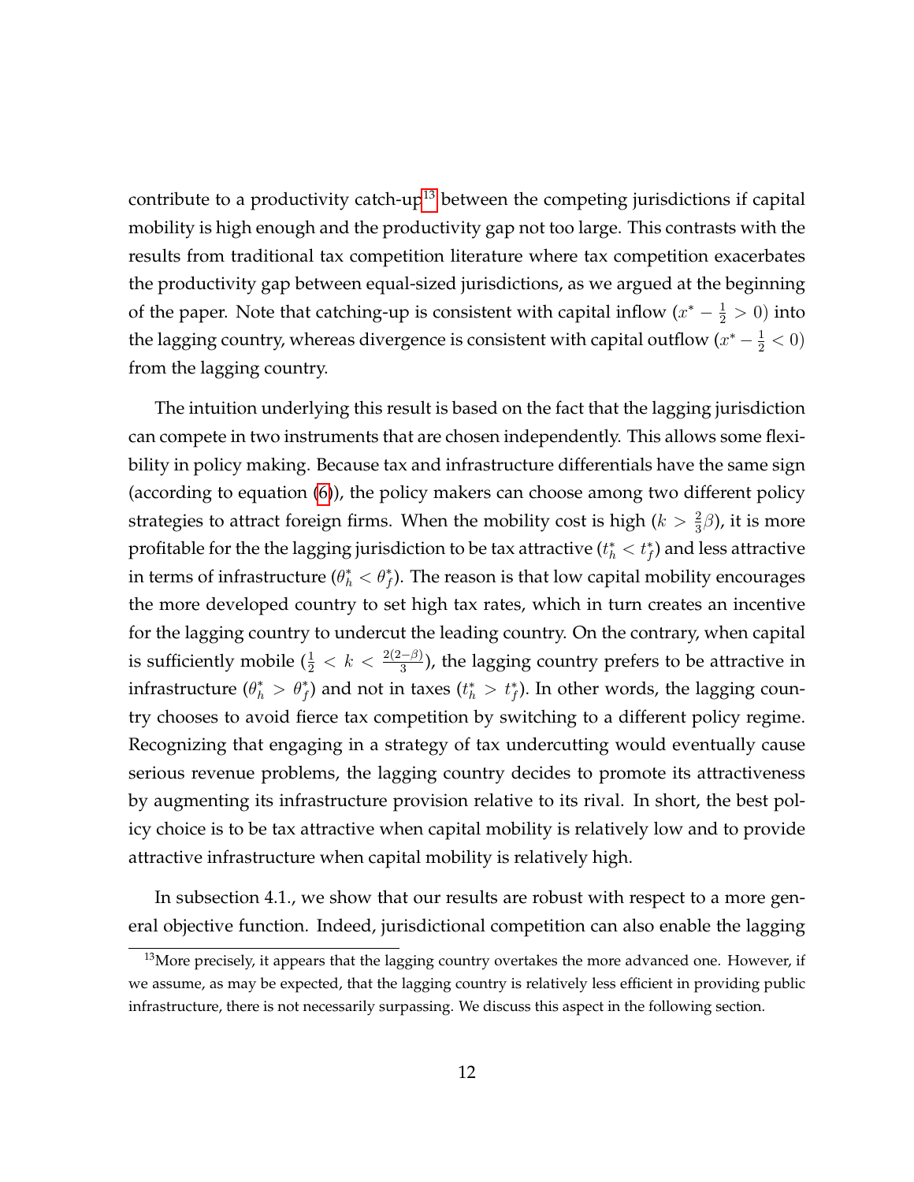contribute to a productivity catch-up[13] between the competing jurisdictions if capital mobility is high enough and the productivity gap not too large. This contrasts with the results from traditional tax competition literature where tax competition exacerbates the productivity gap between equal-sized jurisdictions, as we argued at the beginning of the paper. Note that catching-up is consistent with capital inflow ($x^* - \frac{1}{2} > 0$) into the lagging country, whereas divergence is consistent with capital outflow ($x^* - \frac{1}{2} < 0$) from the lagging country.

The intuition underlying this result is based on the fact that the lagging jurisdiction can compete in two instruments that are chosen independently. This allows some flexibility in policy making. Because tax and infrastructure differentials have the same sign (according to equation (6)), the policy makers can choose among two different policy strategies to attract foreign firms. When the mobility cost is high ($k > \frac{2}{3}\beta$), it is more profitable for the the lagging jurisdiction to be tax attractive ($t_h^* < t_f^*$) and less attractive in terms of infrastructure ($\theta_h^* < \theta_f^*$). The reason is that low capital mobility encourages the more developed country to set high tax rates, which in turn creates an incentive for the lagging country to undercut the leading country. On the contrary, when capital is sufficiently mobile ($\frac{1}{2} < k < \frac{2(2-\beta)}{3}$), the lagging country prefers to be attractive in infrastructure ($\theta_h^* > \theta_f^*$) and not in taxes ($t_h^* > t_f^*$). In other words, the lagging country chooses to avoid fierce tax competition by switching to a different policy regime. Recognizing that engaging in a strategy of tax undercutting would eventually cause serious revenue problems, the lagging country decides to promote its attractiveness by augmenting its infrastructure provision relative to its rival. In short, the best policy choice is to be tax attractive when capital mobility is relatively low and to provide attractive infrastructure when capital mobility is relatively high.

In subsection 4.1., we show that our results are robust with respect to a more general objective function. Indeed, jurisdictional competition can also enable the lagging

[13] More precisely, it appears that the lagging country overtakes the more advanced one. However, if we assume, as may be expected, that the lagging country is relatively less efficient in providing public infrastructure, there is not necessarily surpassing. We discuss this aspect in the following section.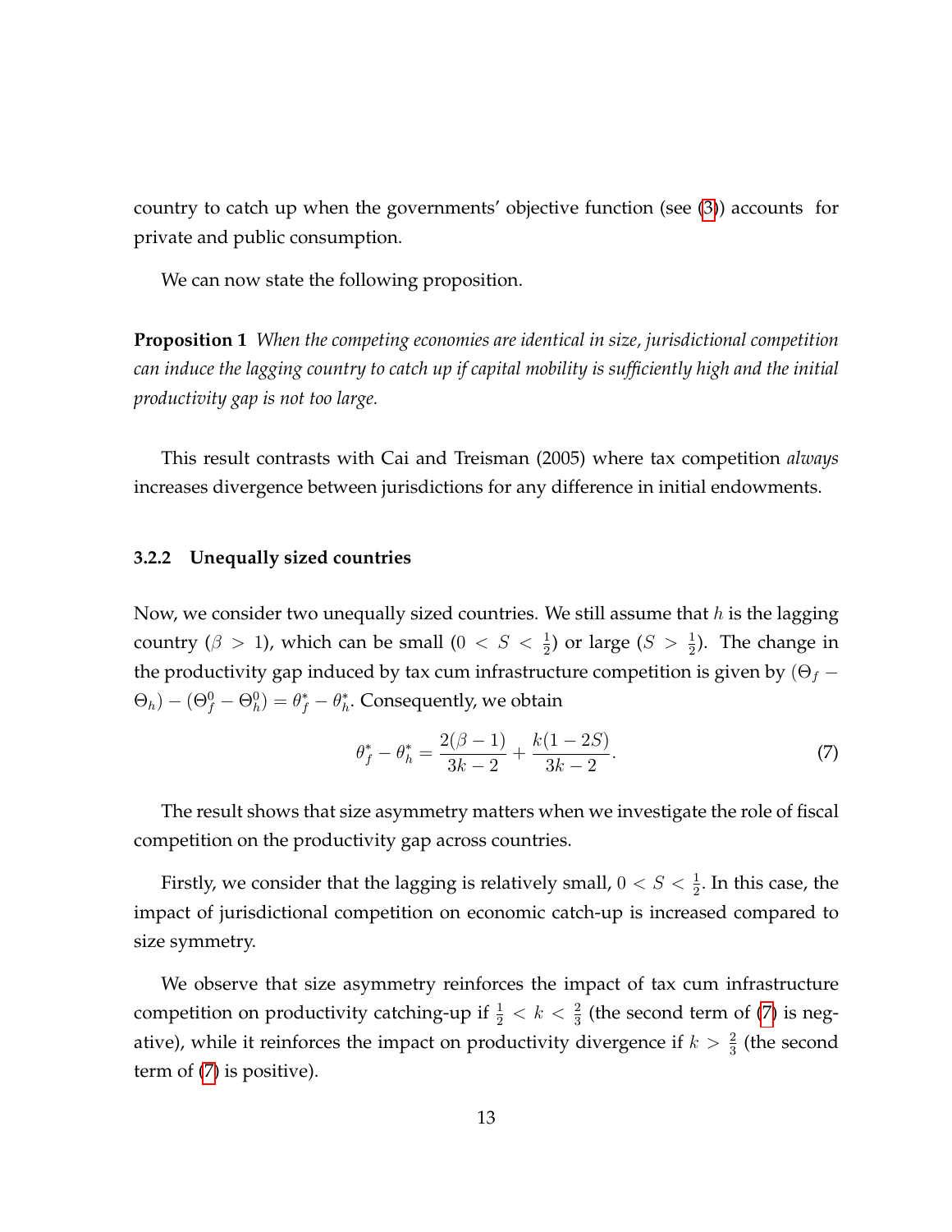country to catch up when the governments' objective function (see (3)) accounts for private and public consumption.

We can now state the following proposition.

**Proposition 1** *When the competing economies are identical in size, jurisdictional competition can induce the lagging country to catch up if capital mobility is sufficiently high and the initial productivity gap is not too large.*

This result contrasts with Cai and Treisman (2005) where tax competition *always* increases divergence between jurisdictions for any difference in initial endowments.

#### 3.2.2 Unequally sized countries

Now, we consider two unequally sized countries. We still assume that $h$ is the lagging country ($\beta > 1$), which can be small ($0 < S < \frac{1}{2}$) or large ($S > \frac{1}{2}$). The change in the productivity gap induced by tax cum infrastructure competition is given by $(\Theta_f - \Theta_h) - (\Theta_f^0 - \Theta_h^0) = \theta_f^* - \theta_h^*$. Consequently, we obtain

$$\theta_f^* - \theta_h^* = \frac{2(\beta - 1)}{3k - 2} + \frac{k(1 - 2S)}{3k - 2}. \tag{7}$$

The result shows that size asymmetry matters when we investigate the role of fiscal competition on the productivity gap across countries.

Firstly, we consider that the lagging is relatively small, $0 < S < \frac{1}{2}$. In this case, the impact of jurisdictional competition on economic catch-up is increased compared to size symmetry.

We observe that size asymmetry reinforces the impact of tax cum infrastructure competition on productivity catching-up if $\frac{1}{2} < k < \frac{2}{3}$ (the second term of (7) is negative), while it reinforces the impact on productivity divergence if $k > \frac{2}{3}$ (the second term of (7) is positive).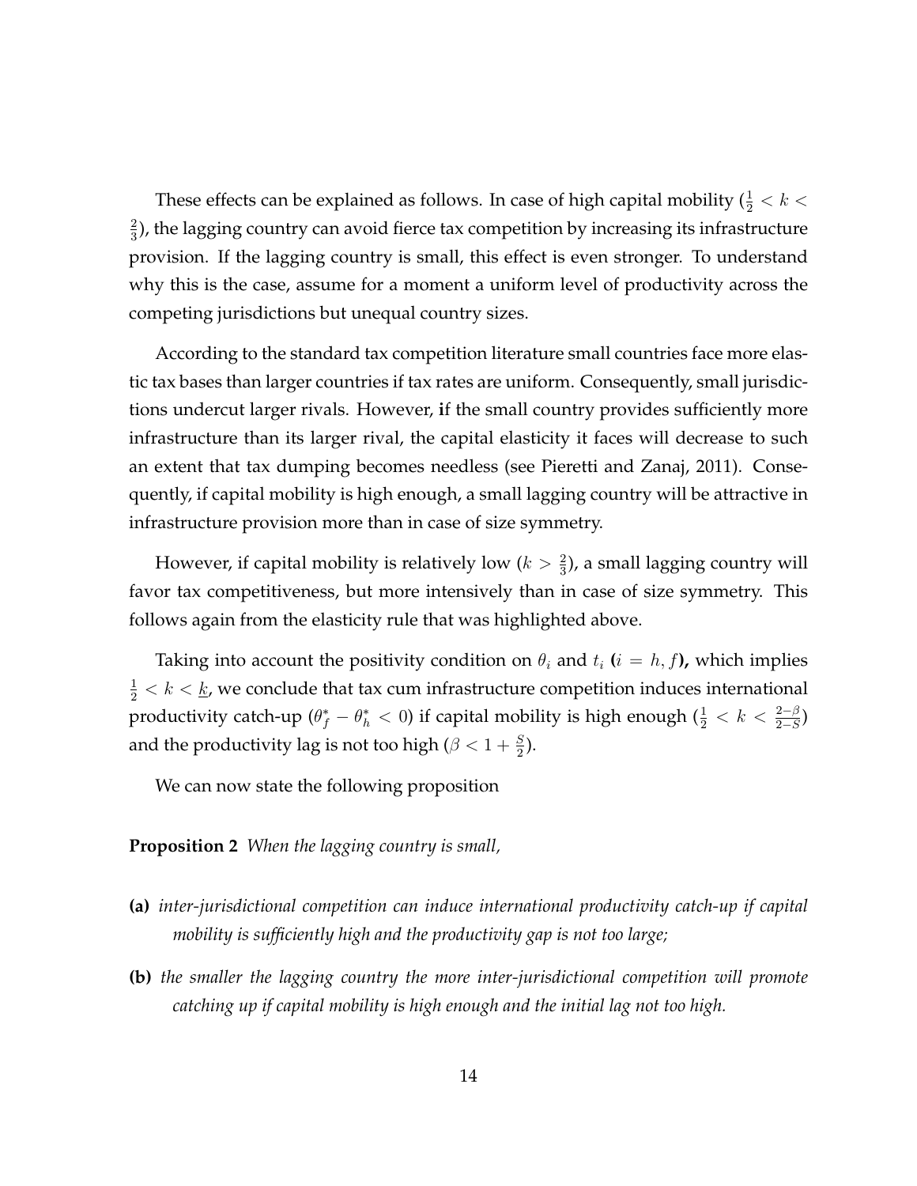These effects can be explained as follows. In case of high capital mobility ($\frac{1}{2} < k < \frac{2}{3}$), the lagging country can avoid fierce tax competition by increasing its infrastructure provision. If the lagging country is small, this effect is even stronger. To understand why this is the case, assume for a moment a uniform level of productivity across the competing jurisdictions but unequal country sizes.

According to the standard tax competition literature small countries face more elastic tax bases than larger countries if tax rates are uniform. Consequently, small jurisdictions undercut larger rivals. However, if the small country provides sufficiently more infrastructure than its larger rival, the capital elasticity it faces will decrease to such an extent that tax dumping becomes needless (see Pieretti and Zanaj, 2011). Consequently, if capital mobility is high enough, a small lagging country will be attractive in infrastructure provision more than in case of size symmetry.

However, if capital mobility is relatively low ($k > \frac{2}{3}$), a small lagging country will favor tax competitiveness, but more intensively than in case of size symmetry. This follows again from the elasticity rule that was highlighted above.

Taking into account the positivity condition on $\theta_i$ and $t_i$ ($i = h, f$), which implies $\frac{1}{2} < k < \underline{k}$, we conclude that tax cum infrastructure competition induces international productivity catch-up ($\theta_f^* - \theta_h^* < 0$) if capital mobility is high enough ($\frac{1}{2} < k < \frac{2-\beta}{2-S}$) and the productivity lag is not too high ($\beta < 1 + \frac{S}{2}$).

We can now state the following proposition

**Proposition 2** *When the lagging country is small,*

- **(a)** *inter-jurisdictional competition can induce international productivity catch-up if capital mobility is sufficiently high and the productivity gap is not too large;*
- **(b)** *the smaller the lagging country the more inter-jurisdictional competition will promote catching up if capital mobility is high enough and the initial lag not too high.*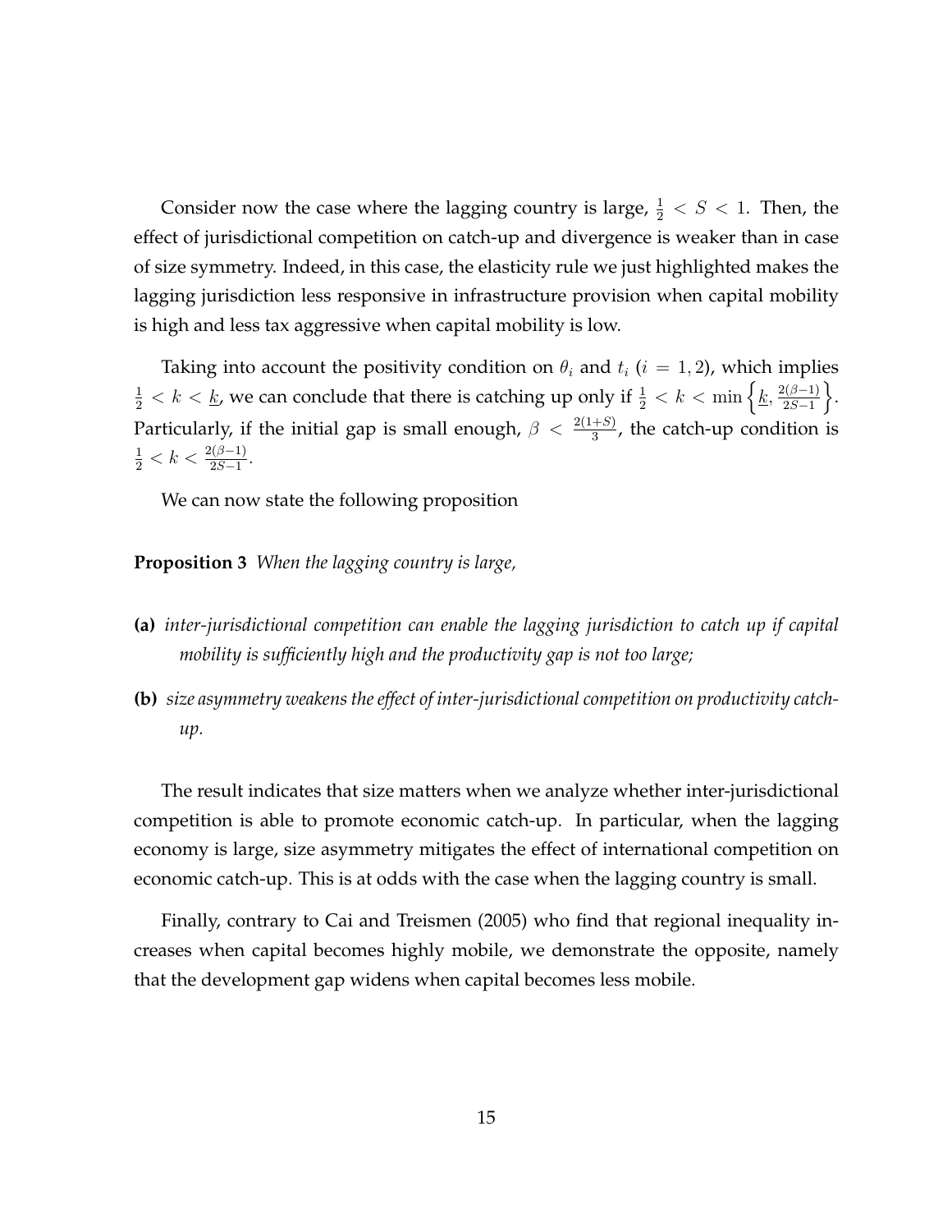Consider now the case where the lagging country is large, $\frac{1}{2} < S < 1$. Then, the effect of jurisdictional competition on catch-up and divergence is weaker than in case of size symmetry. Indeed, in this case, the elasticity rule we just highlighted makes the lagging jurisdiction less responsive in infrastructure provision when capital mobility is high and less tax aggressive when capital mobility is low.

Taking into account the positivity condition on $\theta_i$ and $t_i$ ($i = 1, 2$), which implies $\frac{1}{2} < k < \underline{k}$, we can conclude that there is catching up only if $\frac{1}{2} < k < \min\left\{\underline{k}, \frac{2(\beta-1)}{2S-1}\right\}$. Particularly, if the initial gap is small enough, $\beta < \frac{2(1+S)}{3}$, the catch-up condition is $\frac{1}{2} < k < \frac{2(\beta-1)}{2S-1}$.

We can now state the following proposition

**Proposition 3** *When the lagging country is large,*

- **(a)** *inter-jurisdictional competition can enable the lagging jurisdiction to catch up if capital mobility is sufficiently high and the productivity gap is not too large;*
- **(b)** *size asymmetry weakens the effect of inter-jurisdictional competition on productivity catch-up.*

The result indicates that size matters when we analyze whether inter-jurisdictional competition is able to promote economic catch-up. In particular, when the lagging economy is large, size asymmetry mitigates the effect of international competition on economic catch-up. This is at odds with the case when the lagging country is small.

Finally, contrary to Cai and Treismen (2005) who find that regional inequality increases when capital becomes highly mobile, we demonstrate the opposite, namely that the development gap widens when capital becomes less mobile.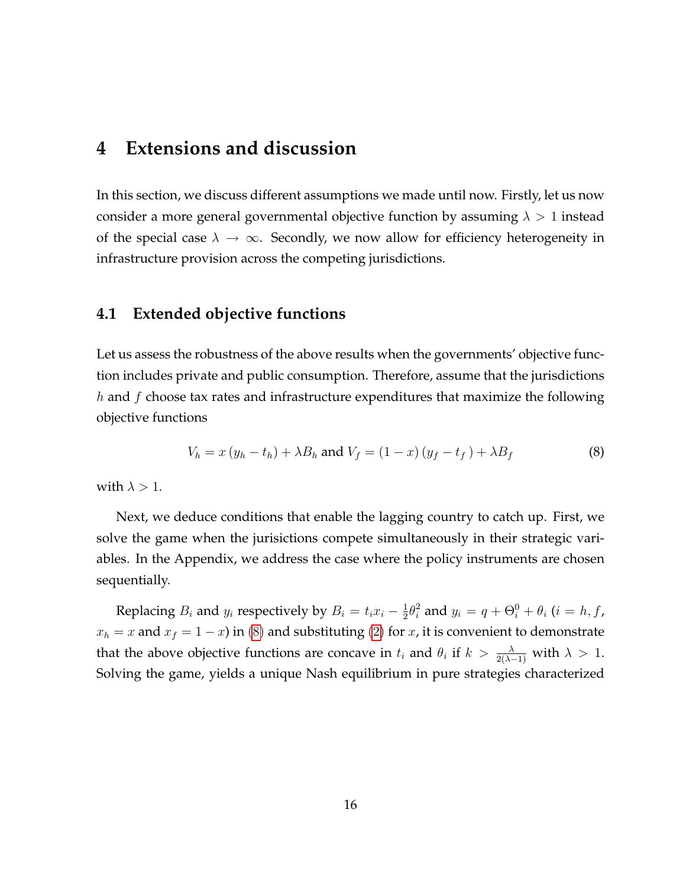# 4 Extensions and discussion

In this section, we discuss different assumptions we made until now. Firstly, let us now consider a more general governmental objective function by assuming $\lambda > 1$ instead of the special case $\lambda \rightarrow \infty$. Secondly, we now allow for efficiency heterogeneity in infrastructure provision across the competing jurisdictions.

## 4.1 Extended objective functions

Let us assess the robustness of the above results when the governments' objective function includes private and public consumption. Therefore, assume that the jurisdictions $h$ and $f$ choose tax rates and infrastructure expenditures that maximize the following objective functions

$$V_h = x\left(y_h - t_h\right) + \lambda B_h \text{ and } V_f = (1-x)\left(y_f - t_f\right) + \lambda B_f \tag{8}$$

with $\lambda > 1$.

Next, we deduce conditions that enable the lagging country to catch up. First, we solve the game when the jurisictions compete simultaneously in their strategic variables. In the Appendix, we address the case where the policy instruments are chosen sequentially.

Replacing $B_i$ and $y_i$ respectively by $B_i = t_i x_i - \frac{1}{2}\theta_i^2$ and $y_i = q + \Theta_i^0 + \theta_i$ ($i = h, f$, $x_h = x$ and $x_f = 1 - x$) in (8) and substituting (2) for $x$, it is convenient to demonstrate that the above objective functions are concave in $t_i$ and $\theta_i$ if $k > \frac{\lambda}{2(\lambda-1)}$ with $\lambda > 1$. Solving the game, yields a unique Nash equilibrium in pure strategies characterized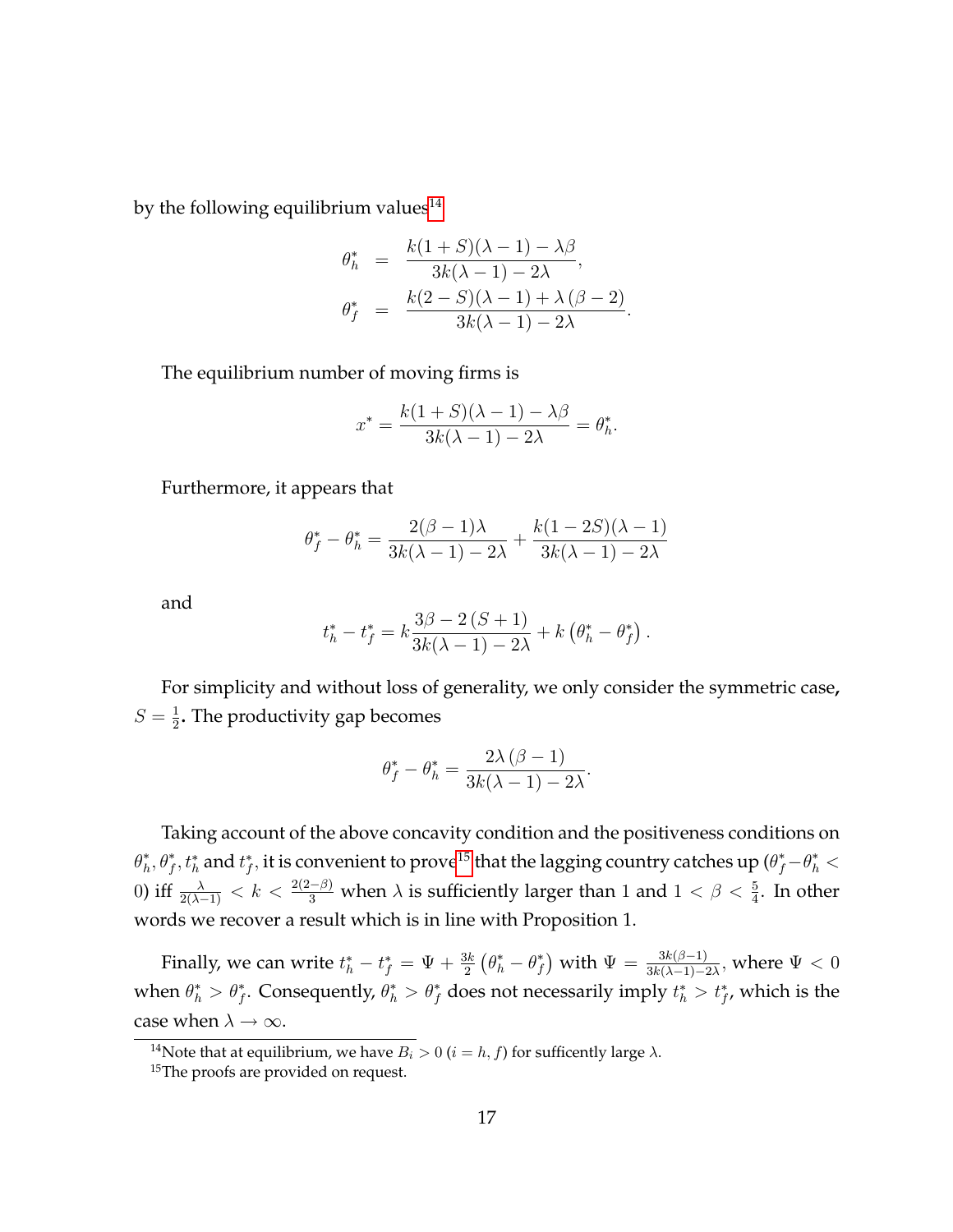by the following equilibrium values[14]

$$
\begin{aligned}
\theta_h^* &= \frac{k(1+S)(\lambda-1)-\lambda\beta}{3k(\lambda-1)-2\lambda}, \\
\theta_f^* &= \frac{k(2-S)(\lambda-1)+\lambda(\beta-2)}{3k(\lambda-1)-2\lambda}.
\end{aligned}
$$

The equilibrium number of moving firms is

$$
x^* = \frac{k(1+S)(\lambda-1)-\lambda\beta}{3k(\lambda-1)-2\lambda} = \theta_h^*.
$$

Furthermore, it appears that

$$
\theta_f^* - \theta_h^* = \frac{2(\beta-1)\lambda}{3k(\lambda-1)-2\lambda} + \frac{k(1-2S)(\lambda-1)}{3k(\lambda-1)-2\lambda}
$$

and

$$
t_h^* - t_f^* = k\frac{3\beta-2(S+1)}{3k(\lambda-1)-2\lambda} + k\left(\theta_h^* - \theta_f^*\right).
$$

For simplicity and without loss of generality, we only consider the symmetric case, $S=\frac{1}{2}$. The productivity gap becomes

$$
\theta_f^* - \theta_h^* = \frac{2\lambda(\beta-1)}{3k(\lambda-1)-2\lambda}.
$$

Taking account of the above concavity condition and the positiveness conditions on $\theta_h^*, \theta_f^*, t_h^*$ and $t_f^*$, it is convenient to prove[15] that the lagging country catches up ($\theta_f^* - \theta_h^* < 0$) iff $\frac{\lambda}{2(\lambda-1)} < k < \frac{2(2-\beta)}{3}$ when $\lambda$ is sufficiently larger than 1 and $1 < \beta < \frac{5}{4}$. In other words we recover a result which is in line with Proposition 1.

Finally, we can write $t_h^* - t_f^* = \Psi + \frac{3k}{2}\left(\theta_h^* - \theta_f^*\right)$ with $\Psi = \frac{3k(\beta-1)}{3k(\lambda-1)-2\lambda}$, where $\Psi < 0$ when $\theta_h^* > \theta_f^*$. Consequently, $\theta_h^* > \theta_f^*$ does not necessarily imply $t_h^* > t_f^*$, which is the case when $\lambda \to \infty$.

[14] Note that at equilibrium, we have $B_i > 0$ ($i = h, f$) for sufficently large $\lambda$.

[15] The proofs are provided on request.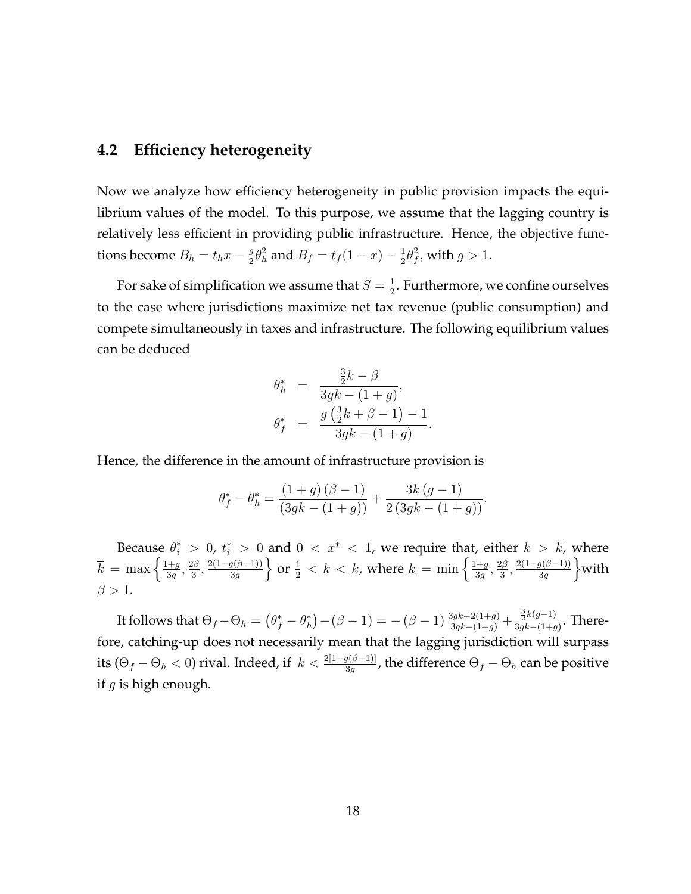## 4.2 Efficiency heterogeneity

Now we analyze how efficiency heterogeneity in public provision impacts the equilibrium values of the model. To this purpose, we assume that the lagging country is relatively less efficient in providing public infrastructure. Hence, the objective functions become $B_h = t_h x - \frac{g}{2}\theta_h^2$ and $B_f = t_f(1-x) - \frac{1}{2}\theta_f^2$, with $g > 1$.

For sake of simplification we assume that $S = \frac{1}{2}$. Furthermore, we confine ourselves to the case where jurisdictions maximize net tax revenue (public consumption) and compete simultaneously in taxes and infrastructure. The following equilibrium values can be deduced

$$
\begin{aligned}
\theta_h^* &= \frac{\frac{3}{2}k - \beta}{3gk - (1+g)}, \\
\theta_f^* &= \frac{g\left(\frac{3}{2}k + \beta - 1\right) - 1}{3gk - (1+g)}.
\end{aligned}
$$

Hence, the difference in the amount of infrastructure provision is

$$
\theta_f^* - \theta_h^* = \frac{(1+g)(\beta - 1)}{(3gk - (1+g))} + \frac{3k(g-1)}{2(3gk - (1+g))}.
$$

Because $\theta_i^* > 0$, $t_i^* > 0$ and $0 < x^* < 1$, we require that, either $k > \overline{k}$, where $\overline{k} = \max\left\{\frac{1+g}{3g}, \frac{2\beta}{3}, \frac{2(1-g(\beta-1))}{3g}\right\}$ or $\frac{1}{2} < k < \underline{k}$, where $\underline{k} = \min\left\{\frac{1+g}{3g}, \frac{2\beta}{3}, \frac{2(1-g(\beta-1))}{3g}\right\}$with $\beta > 1$.

It follows that $\Theta_f - \Theta_h = \left(\theta_f^* - \theta_h^*\right) - (\beta - 1) = -(\beta - 1)\frac{3gk - 2(1+g)}{3gk - (1+g)} + \frac{\frac{3}{2}k(g-1)}{3gk - (1+g)}$. Therefore, catching-up does not necessarily mean that the lagging jurisdiction will surpass its ($\Theta_f - \Theta_h < 0$) rival. Indeed, if $k < \frac{2[1-g(\beta-1)]}{3g}$, the difference $\Theta_f - \Theta_h$ can be positive if $g$ is high enough.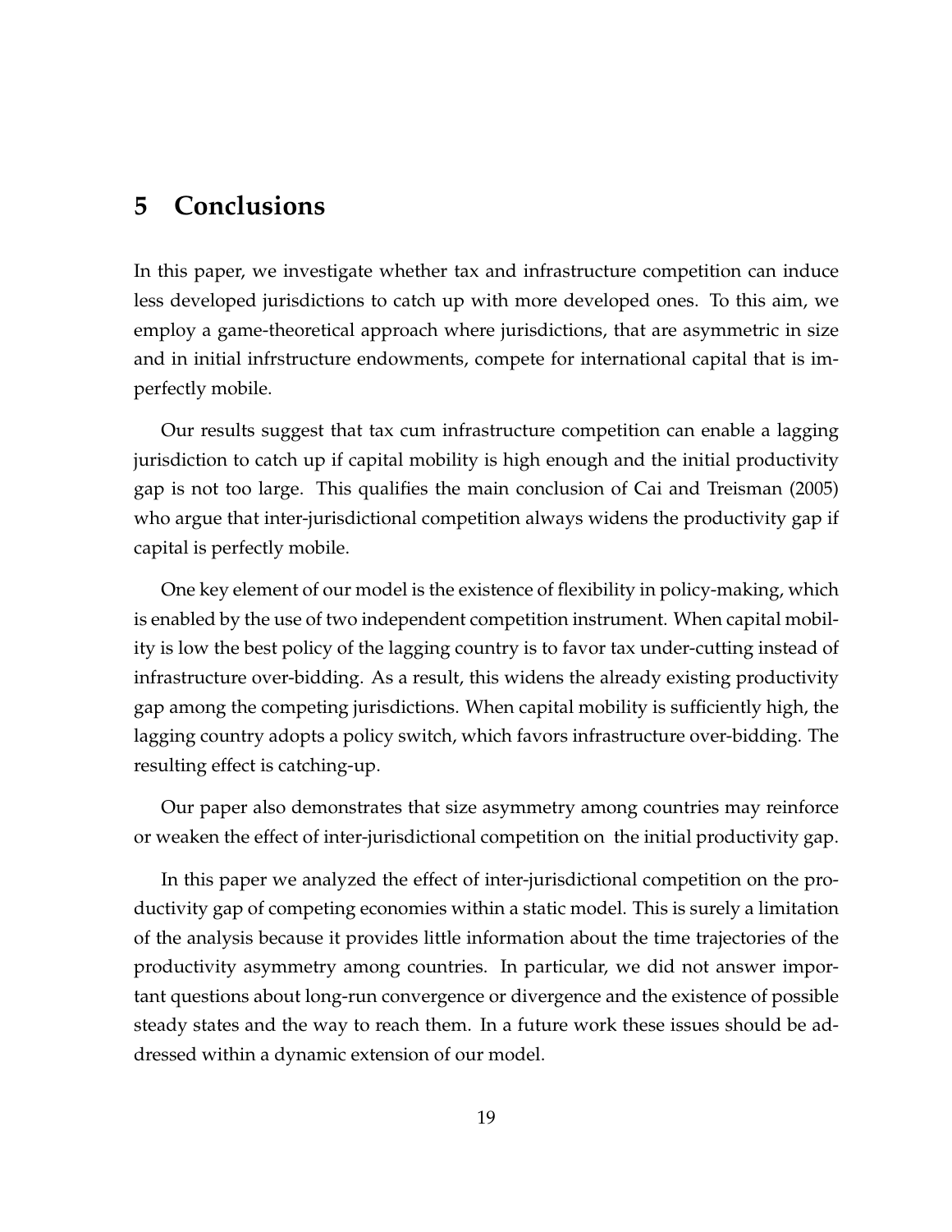# 5 Conclusions

In this paper, we investigate whether tax and infrastructure competition can induce less developed jurisdictions to catch up with more developed ones. To this aim, we employ a game-theoretical approach where jurisdictions, that are asymmetric in size and in initial infrstructure endowments, compete for international capital that is imperfectly mobile.

Our results suggest that tax cum infrastructure competition can enable a lagging jurisdiction to catch up if capital mobility is high enough and the initial productivity gap is not too large. This qualifies the main conclusion of Cai and Treisman (2005) who argue that inter-jurisdictional competition always widens the productivity gap if capital is perfectly mobile.

One key element of our model is the existence of flexibility in policy-making, which is enabled by the use of two independent competition instrument. When capital mobility is low the best policy of the lagging country is to favor tax under-cutting instead of infrastructure over-bidding. As a result, this widens the already existing productivity gap among the competing jurisdictions. When capital mobility is sufficiently high, the lagging country adopts a policy switch, which favors infrastructure over-bidding. The resulting effect is catching-up.

Our paper also demonstrates that size asymmetry among countries may reinforce or weaken the effect of inter-jurisdictional competition on the initial productivity gap.

In this paper we analyzed the effect of inter-jurisdictional competition on the productivity gap of competing economies within a static model. This is surely a limitation of the analysis because it provides little information about the time trajectories of the productivity asymmetry among countries. In particular, we did not answer important questions about long-run convergence or divergence and the existence of possible steady states and the way to reach them. In a future work these issues should be addressed within a dynamic extension of our model.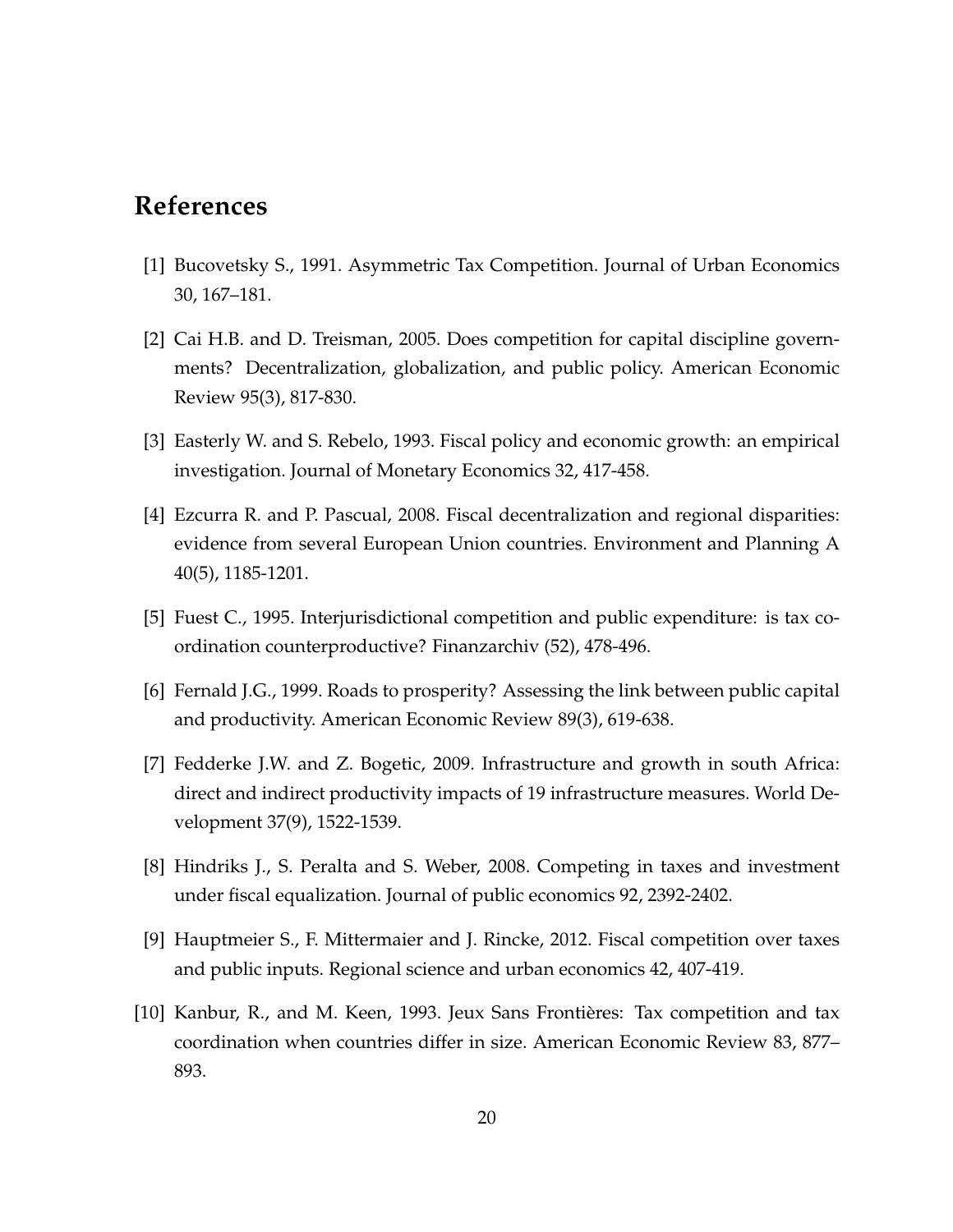# References

[1] Bucovetsky S., 1991. Asymmetric Tax Competition. Journal of Urban Economics 30, 167–181.

[2] Cai H.B. and D. Treisman, 2005. Does competition for capital discipline governments? Decentralization, globalization, and public policy. American Economic Review 95(3), 817-830.

[3] Easterly W. and S. Rebelo, 1993. Fiscal policy and economic growth: an empirical investigation. Journal of Monetary Economics 32, 417-458.

[4] Ezcurra R. and P. Pascual, 2008. Fiscal decentralization and regional disparities: evidence from several European Union countries. Environment and Planning A 40(5), 1185-1201.

[5] Fuest C., 1995. Interjurisdictional competition and public expenditure: is tax coordination counterproductive? Finanzarchiv (52), 478-496.

[6] Fernald J.G., 1999. Roads to prosperity? Assessing the link between public capital and productivity. American Economic Review 89(3), 619-638.

[7] Fedderke J.W. and Z. Bogetic, 2009. Infrastructure and growth in south Africa: direct and indirect productivity impacts of 19 infrastructure measures. World Development 37(9), 1522-1539.

[8] Hindriks J., S. Peralta and S. Weber, 2008. Competing in taxes and investment under fiscal equalization. Journal of public economics 92, 2392-2402.

[9] Hauptmeier S., F. Mittermaier and J. Rincke, 2012. Fiscal competition over taxes and public inputs. Regional science and urban economics 42, 407-419.

[10] Kanbur, R., and M. Keen, 1993. Jeux Sans Frontières: Tax competition and tax coordination when countries differ in size. American Economic Review 83, 877–893.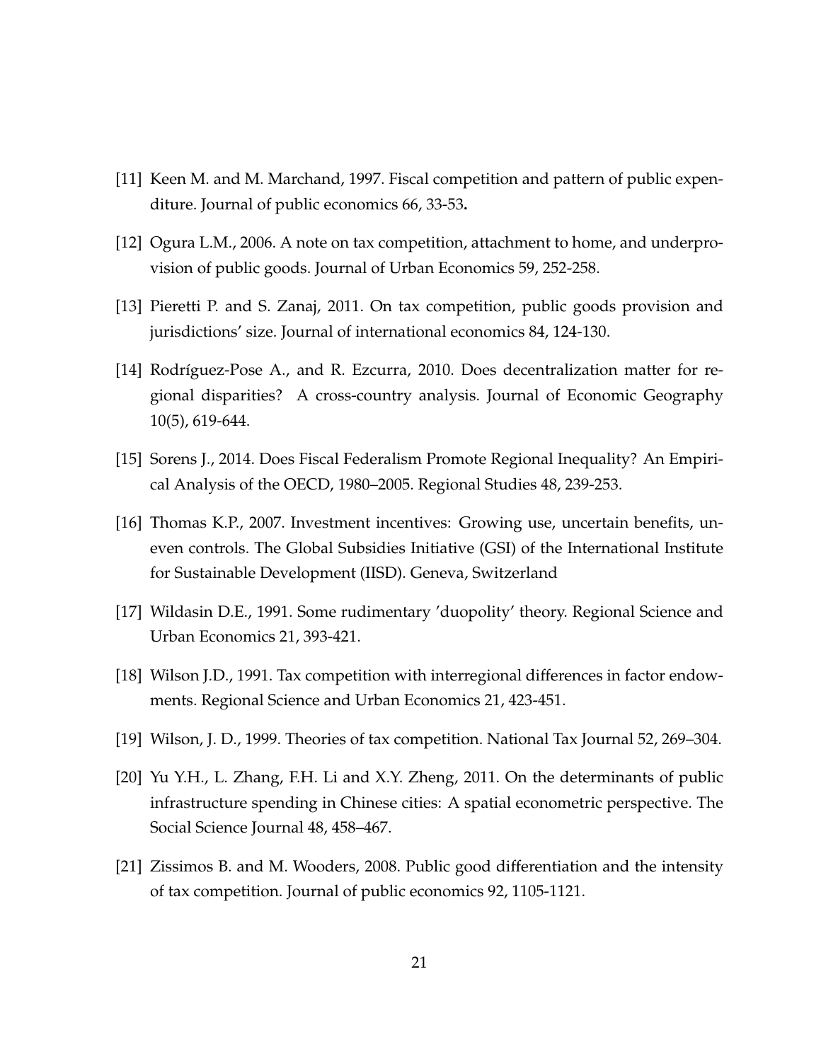[11] Keen M. and M. Marchand, 1997. Fiscal competition and pattern of public expenditure. Journal of public economics 66, 33-53**.**

[12] Ogura L.M., 2006. A note on tax competition, attachment to home, and underprovision of public goods. Journal of Urban Economics 59, 252-258.

[13] Pieretti P. and S. Zanaj, 2011. On tax competition, public goods provision and jurisdictions' size. Journal of international economics 84, 124-130.

[14] Rodríguez-Pose A., and R. Ezcurra, 2010. Does decentralization matter for regional disparities? A cross-country analysis. Journal of Economic Geography 10(5), 619-644.

[15] Sorens J., 2014. Does Fiscal Federalism Promote Regional Inequality? An Empirical Analysis of the OECD, 1980–2005. Regional Studies 48, 239-253.

[16] Thomas K.P., 2007. Investment incentives: Growing use, uncertain benefits, uneven controls. The Global Subsidies Initiative (GSI) of the International Institute for Sustainable Development (IISD). Geneva, Switzerland

[17] Wildasin D.E., 1991. Some rudimentary 'duopolity' theory. Regional Science and Urban Economics 21, 393-421.

[18] Wilson J.D., 1991. Tax competition with interregional differences in factor endowments. Regional Science and Urban Economics 21, 423-451.

[19] Wilson, J. D., 1999. Theories of tax competition. National Tax Journal 52, 269–304.

[20] Yu Y.H., L. Zhang, F.H. Li and X.Y. Zheng, 2011. On the determinants of public infrastructure spending in Chinese cities: A spatial econometric perspective. The Social Science Journal 48, 458–467.

[21] Zissimos B. and M. Wooders, 2008. Public good differentiation and the intensity of tax competition. Journal of public economics 92, 1105-1121.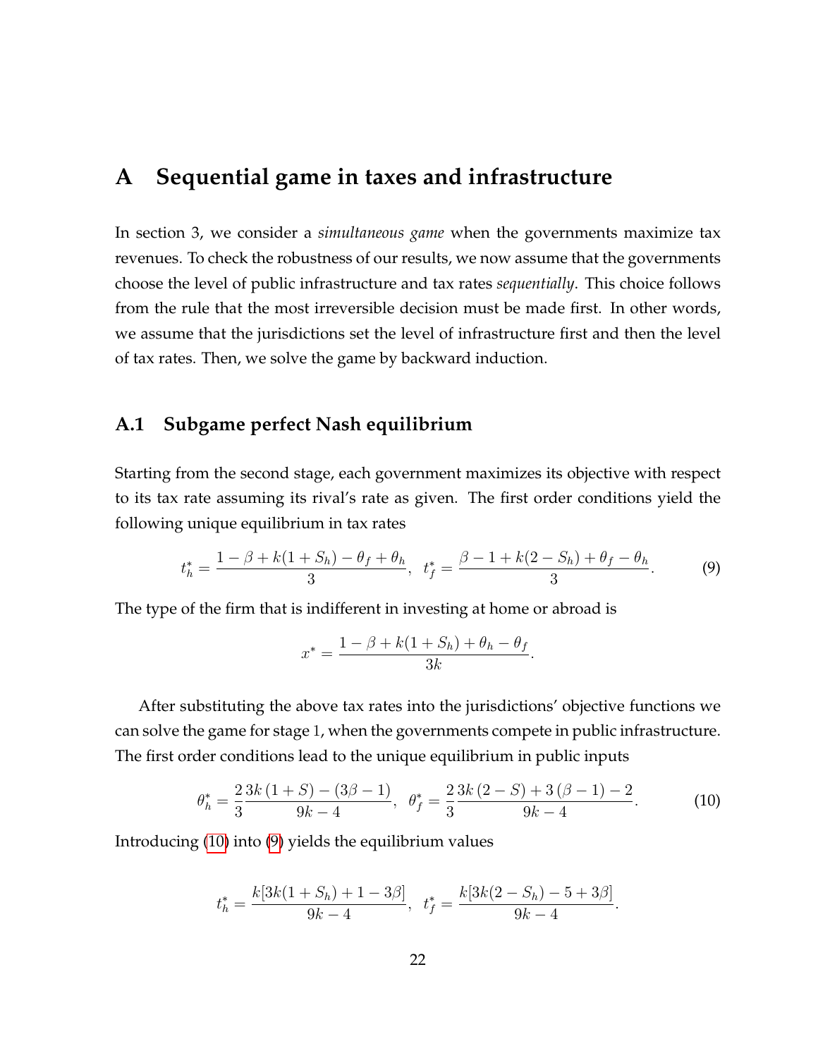# A Sequential game in taxes and infrastructure

In section 3, we consider a *simultaneous game* when the governments maximize tax revenues. To check the robustness of our results, we now assume that the governments choose the level of public infrastructure and tax rates *sequentially*. This choice follows from the rule that the most irreversible decision must be made first. In other words, we assume that the jurisdictions set the level of infrastructure first and then the level of tax rates. Then, we solve the game by backward induction.

## A.1 Subgame perfect Nash equilibrium

Starting from the second stage, each government maximizes its objective with respect to its tax rate assuming its rival's rate as given. The first order conditions yield the following unique equilibrium in tax rates

$$t_h^* = \frac{1-\beta+k(1+S_h)-\theta_f+\theta_h}{3}, \quad t_f^* = \frac{\beta-1+k(2-S_h)+\theta_f-\theta_h}{3}. \tag{9}$$

The type of the firm that is indifferent in investing at home or abroad is

$$x^* = \frac{1-\beta+k(1+S_h)+\theta_h-\theta_f}{3k}.$$

After substituting the above tax rates into the jurisdictions' objective functions we can solve the game for stage 1, when the governments compete in public infrastructure. The first order conditions lead to the unique equilibrium in public inputs

$$\theta_h^* = \frac{2}{3}\frac{3k\,(1+S)-(3\beta-1)}{9k-4}, \quad \theta_f^* = \frac{2}{3}\frac{3k\,(2-S)+3\,(\beta-1)-2}{9k-4}. \tag{10}$$

Introducing (10) into (9) yields the equilibrium values

$$t_h^* = \frac{k[3k(1+S_h)+1-3\beta]}{9k-4}, \quad t_f^* = \frac{k[3k(2-S_h)-5+3\beta]}{9k-4}.$$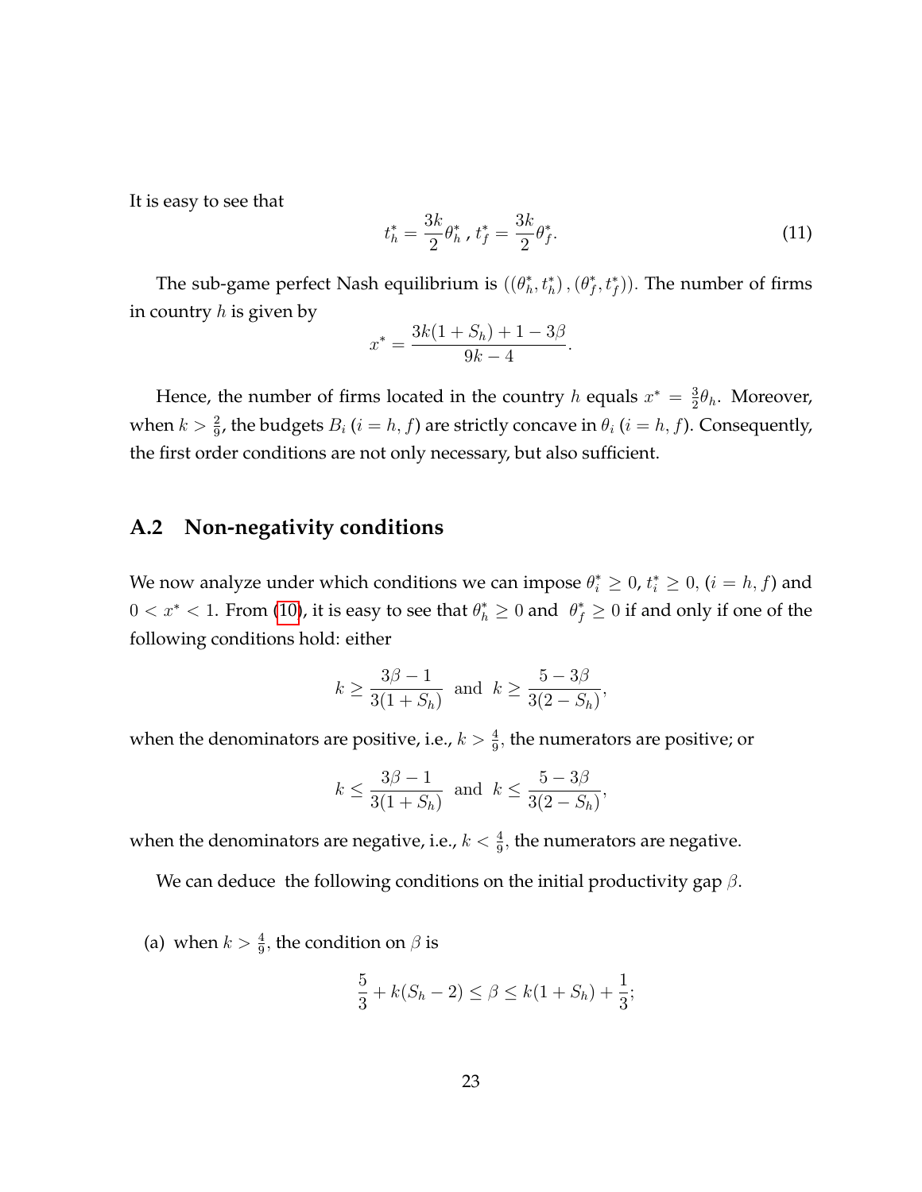It is easy to see that

$$t_h^* = \frac{3k}{2}\theta_h^* \text{ , } t_f^* = \frac{3k}{2}\theta_f^*. \tag{11}$$

The sub-game perfect Nash equilibrium is $((\theta_h^*, t_h^*), (\theta_f^*, t_f^*))$. The number of firms in country $h$ is given by

$$x^* = \frac{3k(1+S_h) + 1 - 3\beta}{9k-4}.$$

Hence, the number of firms located in the country $h$ equals $x^* = \frac{3}{2}\theta_h$. Moreover, when $k > \frac{2}{9}$, the budgets $B_i$ $(i = h, f)$ are strictly concave in $\theta_i$ $(i = h, f)$. Consequently, the first order conditions are not only necessary, but also sufficient.

## A.2 Non-negativity conditions

We now analyze under which conditions we can impose $\theta_i^* \geq 0$, $t_i^* \geq 0$, $(i = h, f)$ and $0 < x^* < 1$. From (10), it is easy to see that $\theta_h^* \geq 0$ and $\theta_f^* \geq 0$ if and only if one of the following conditions hold: either

$$k \geq \frac{3\beta - 1}{3(1+S_h)} \text{ and } k \geq \frac{5 - 3\beta}{3(2 - S_h)},$$

when the denominators are positive, i.e., $k > \frac{4}{9}$, the numerators are positive; or

$$k \leq \frac{3\beta - 1}{3(1+S_h)} \text{ and } k \leq \frac{5 - 3\beta}{3(2 - S_h)},$$

when the denominators are negative, i.e., $k < \frac{4}{9}$, the numerators are negative.

We can deduce the following conditions on the initial productivity gap $\beta$.

(a) when $k > \frac{4}{9}$, the condition on $\beta$ is

$$\frac{5}{3} + k(S_h - 2) \leq \beta \leq k(1 + S_h) + \frac{1}{3};$$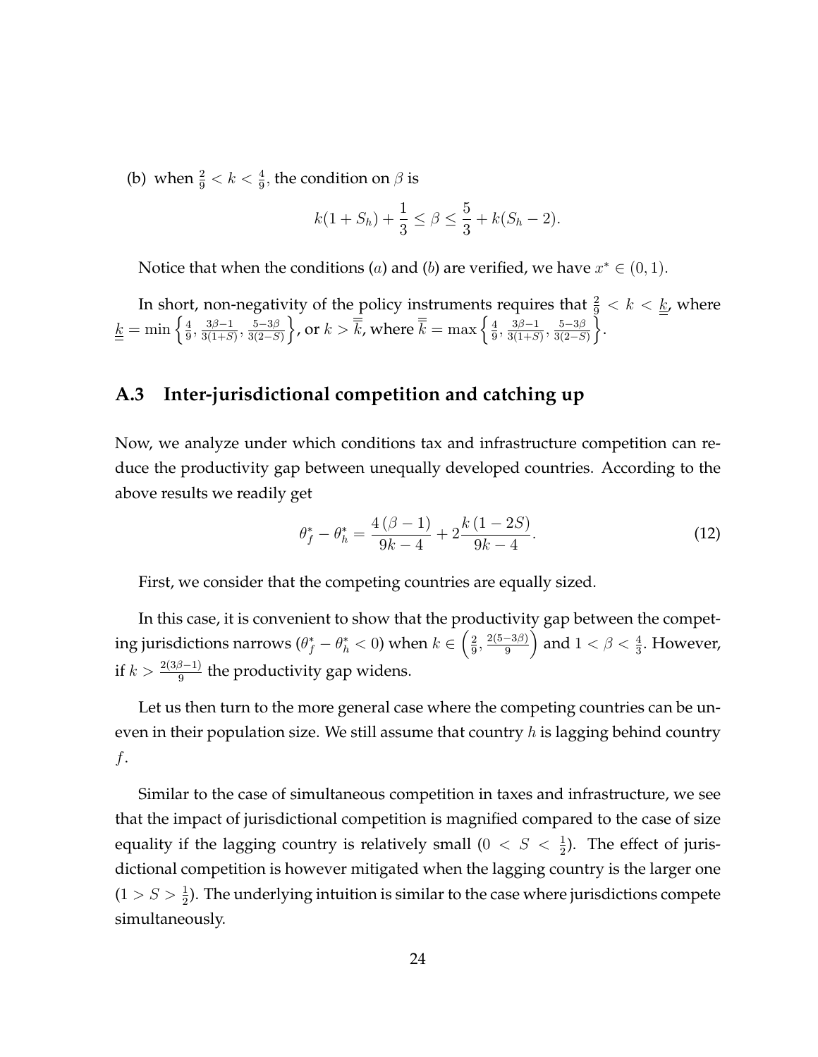(b) when $\frac{2}{9} < k < \frac{4}{9}$, the condition on $\beta$ is

$$k(1 + S_h) + \frac{1}{3} \leq \beta \leq \frac{5}{3} + k(S_h - 2).$$

Notice that when the conditions $(a)$ and $(b)$ are verified, we have $x^* \in (0, 1)$.

In short, non-negativity of the policy instruments requires that $\frac{2}{9} < k < \underline{\underline{k}}$, where $\underline{\underline{k}} = \min\left\{\frac{4}{9}, \frac{3\beta-1}{3(1+S)}, \frac{5-3\beta}{3(2-S)}\right\}$, or $k > \overline{\overline{k}}$, where $\overline{\overline{k}} = \max\left\{\frac{4}{9}, \frac{3\beta-1}{3(1+S)}, \frac{5-3\beta}{3(2-S)}\right\}$.

## A.3 Inter-jurisdictional competition and catching up

Now, we analyze under which conditions tax and infrastructure competition can reduce the productivity gap between unequally developed countries. According to the above results we readily get

$$\theta_f^* - \theta_h^* = \frac{4(\beta - 1)}{9k - 4} + 2\frac{k(1 - 2S)}{9k - 4}. \tag{12}$$

First, we consider that the competing countries are equally sized.

In this case, it is convenient to show that the productivity gap between the competing jurisdictions narrows ($\theta_f^* - \theta_h^* < 0$) when $k \in \left(\frac{2}{9}, \frac{2(5-3\beta)}{9}\right)$ and $1 < \beta < \frac{4}{3}$. However, if $k > \frac{2(3\beta-1)}{9}$ the productivity gap widens.

Let us then turn to the more general case where the competing countries can be uneven in their population size. We still assume that country $h$ is lagging behind country $f$.

Similar to the case of simultaneous competition in taxes and infrastructure, we see that the impact of jurisdictional competition is magnified compared to the case of size equality if the lagging country is relatively small ($0 < S < \frac{1}{2}$). The effect of jurisdictional competition is however mitigated when the lagging country is the larger one ($1 > S > \frac{1}{2}$). The underlying intuition is similar to the case where jurisdictions compete simultaneously.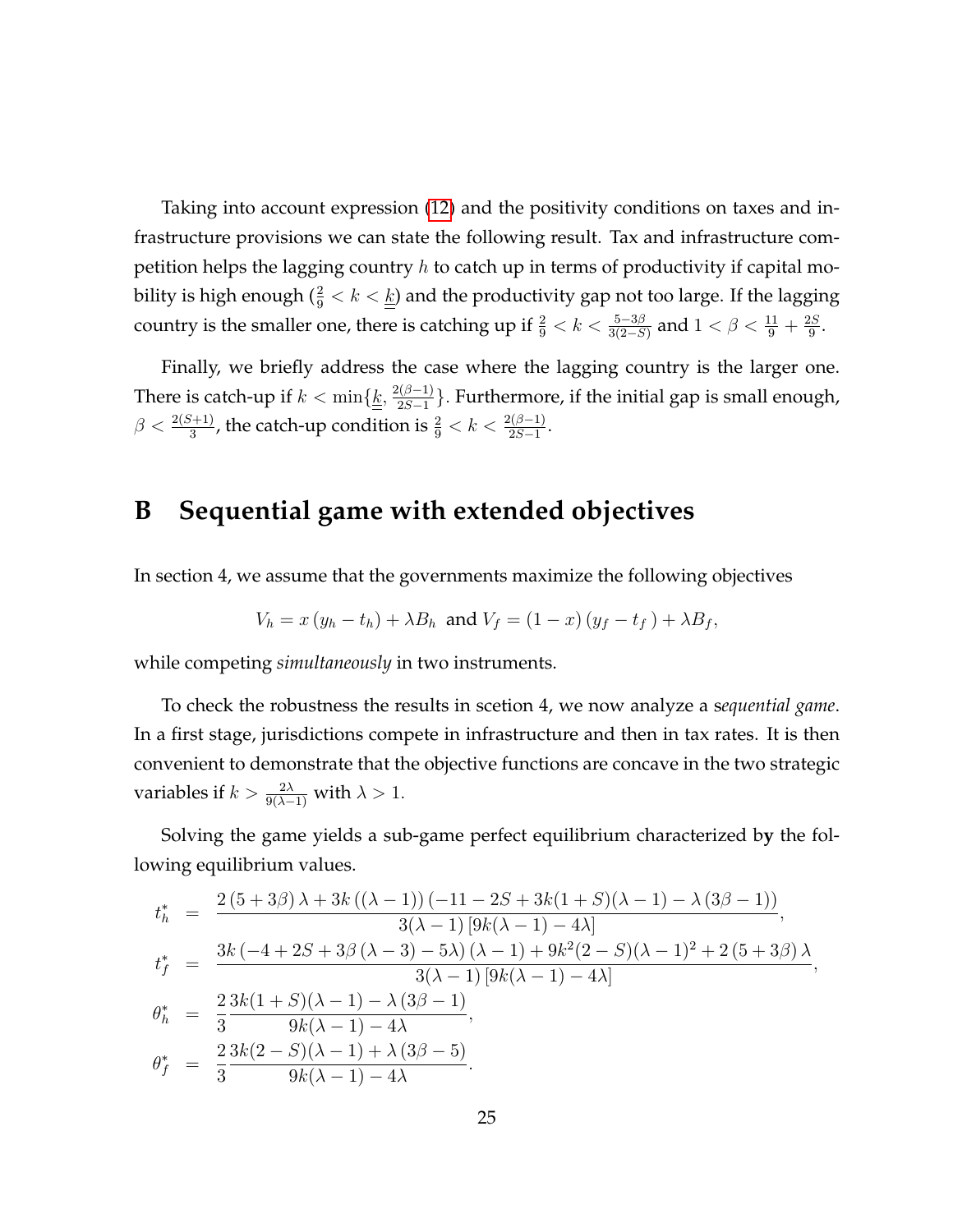Taking into account expression (12) and the positivity conditions on taxes and infrastructure provisions we can state the following result. Tax and infrastructure competition helps the lagging country $h$ to catch up in terms of productivity if capital mobility is high enough ($\frac{2}{9} < k < \underline{\underline{k}}$) and the productivity gap not too large. If the lagging country is the smaller one, there is catching up if $\frac{2}{9} < k < \frac{5-3\beta}{3(2-S)}$ and $1 < \beta < \frac{11}{9} + \frac{2S}{9}$.

Finally, we briefly address the case where the lagging country is the larger one. There is catch-up if $k < \min\{\underline{\underline{k}}, \frac{2(\beta-1)}{2S-1}\}$. Furthermore, if the initial gap is small enough, $\beta < \frac{2(S+1)}{3}$, the catch-up condition is $\frac{2}{9} < k < \frac{2(\beta-1)}{2S-1}$.

# B Sequential game with extended objectives

In section 4, we assume that the governments maximize the following objectives

$$V_h = x\,(y_h - t_h) + \lambda B_h \text{ and } V_f = (1-x)\,(y_f - t_f\,) + \lambda B_f,$$

while competing *simultaneously* in two instruments.

To check the robustness the results in scetion 4, we now analyze a s*equential game*. In a first stage, jurisdictions compete in infrastructure and then in tax rates. It is then convenient to demonstrate that the objective functions are concave in the two strategic variables if $k > \frac{2\lambda}{9(\lambda-1)}$ with $\lambda > 1$.

Solving the game yields a sub-game perfect equilibrium characterized by the following equilibrium values.

$$
\begin{aligned}
t_h^* &= \frac{2\,(5+3\beta)\,\lambda + 3k\,((\lambda-1))\,(-11-2S+3k(1+S)(\lambda-1) - \lambda\,(3\beta-1))}{3(\lambda-1)\,[9k(\lambda-1)-4\lambda]}, \\
t_f^* &= \frac{3k\,(-4+2S+3\beta\,(\lambda-3)-5\lambda)\,(\lambda-1) + 9k^2(2-S)(\lambda-1)^2 + 2\,(5+3\beta)\,\lambda}{3(\lambda-1)\,[9k(\lambda-1)-4\lambda]}, \\
\theta_h^* &= \frac{2}{3}\frac{3k(1+S)(\lambda-1) - \lambda\,(3\beta-1)}{9k(\lambda-1)-4\lambda}, \\
\theta_f^* &= \frac{2}{3}\frac{3k(2-S)(\lambda-1) + \lambda\,(3\beta-5)}{9k(\lambda-1)-4\lambda}.
\end{aligned}
$$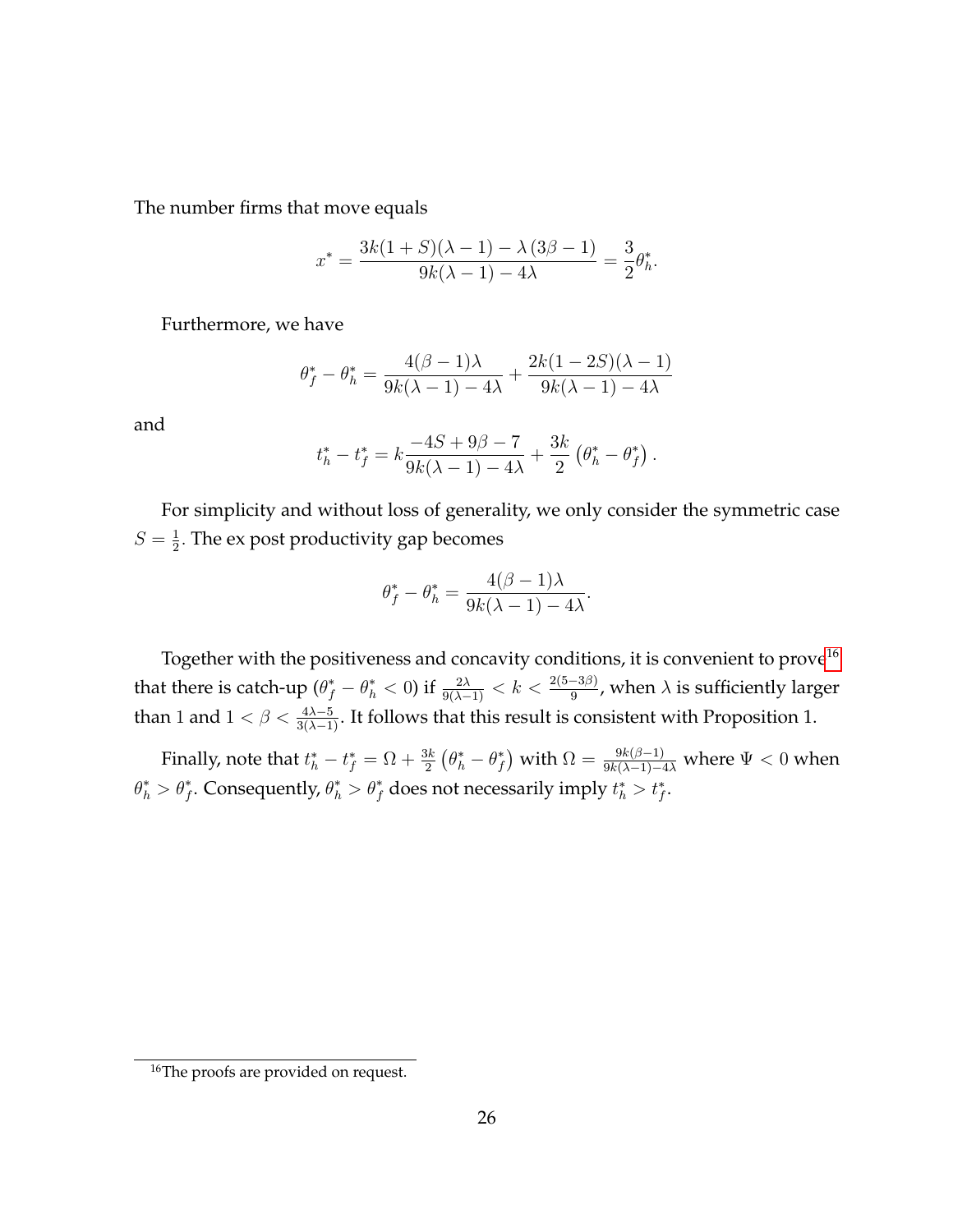The number firms that move equals

$$x^* = \frac{3k(1+S)(\lambda-1) - \lambda\,(3\beta-1)}{9k(\lambda-1) - 4\lambda} = \frac{3}{2}\theta_h^*.$$

Furthermore, we have

$$\theta_f^* - \theta_h^* = \frac{4(\beta-1)\lambda}{9k(\lambda-1)-4\lambda} + \frac{2k(1-2S)(\lambda-1)}{9k(\lambda-1)-4\lambda}$$

and

$$t_h^* - t_f^* = k\frac{-4S+9\beta-7}{9k(\lambda-1)-4\lambda} + \frac{3k}{2}\left(\theta_h^* - \theta_f^*\right).$$

For simplicity and without loss of generality, we only consider the symmetric case $S = \frac{1}{2}$. The ex post productivity gap becomes

$$\theta_f^* - \theta_h^* = \frac{4(\beta-1)\lambda}{9k(\lambda-1)-4\lambda}.$$

Together with the positiveness and concavity conditions, it is convenient to prove[16] that there is catch-up ($\theta_f^* - \theta_h^* < 0$) if $\frac{2\lambda}{9(\lambda-1)} < k < \frac{2(5-3\beta)}{9}$, when $\lambda$ is sufficiently larger than $1$ and $1 < \beta < \frac{4\lambda-5}{3(\lambda-1)}$. It follows that this result is consistent with Proposition 1.

Finally, note that $t_h^* - t_f^* = \Omega + \frac{3k}{2}\left(\theta_h^* - \theta_f^*\right)$ with $\Omega = \frac{9k(\beta-1)}{9k(\lambda-1)-4\lambda}$ where $\Psi < 0$ when $\theta_h^* > \theta_f^*$. Consequently, $\theta_h^* > \theta_f^*$ does not necessarily imply $t_h^* > t_f^*$.

[16] The proofs are provided on request.